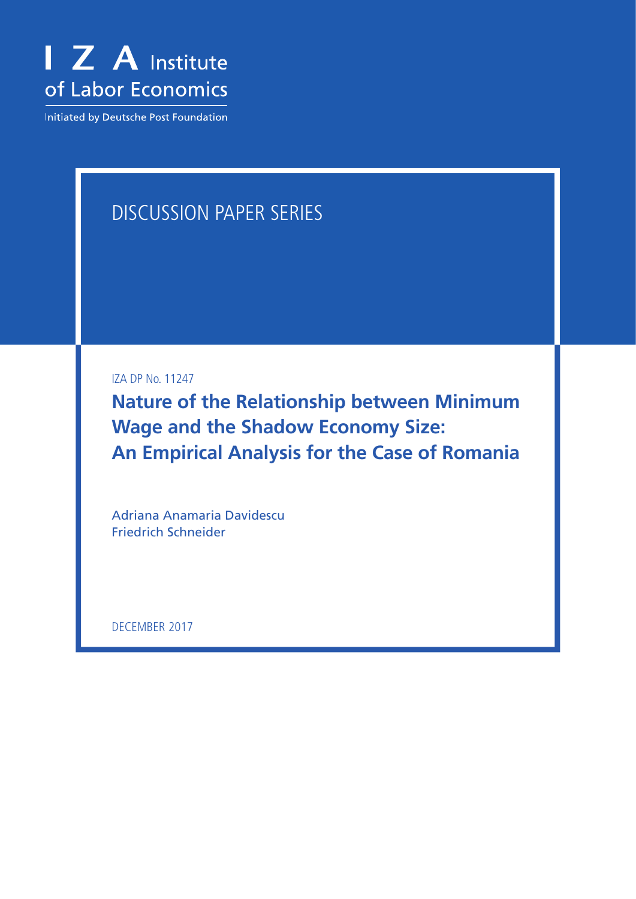I Z A Institute of Labor Economics

Initiated by Deutsche Post Foundation

DISCUSSION PAPER SERIES

IZA DP No. 11247

# Nature of the Relationship between Minimum Wage and the Shadow Economy Size: An Empirical Analysis for the Case of Romania

Adriana Anamaria Davidescu
Friedrich Schneider

DECEMBER 2017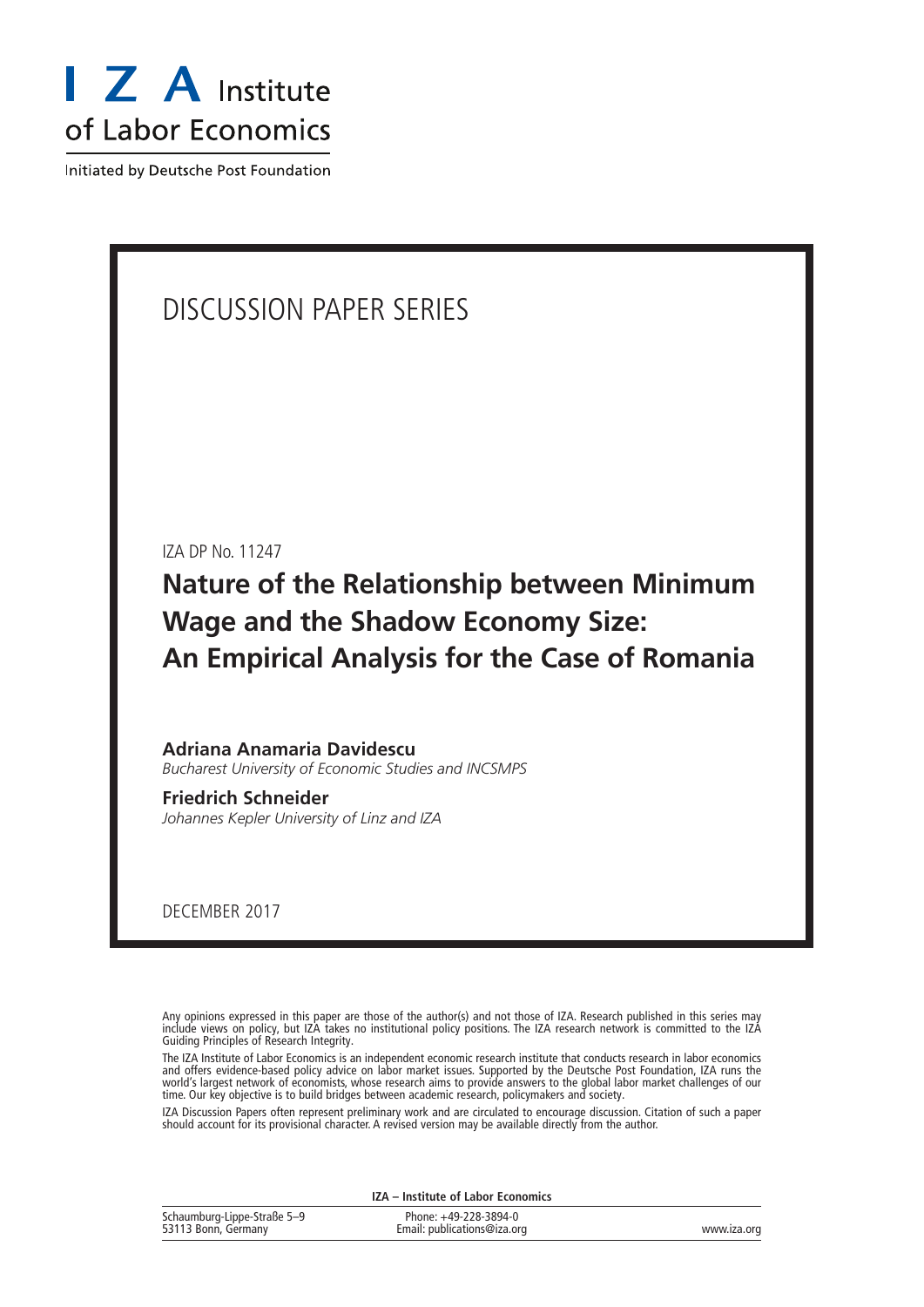# I Z A Institute of Labor Economics

Initiated by Deutsche Post Foundation

## DISCUSSION PAPER SERIES

IZA DP No. 11247

# Nature of the Relationship between Minimum Wage and the Shadow Economy Size: An Empirical Analysis for the Case of Romania

**Adriana Anamaria Davidescu**
*Bucharest University of Economic Studies and INCSMPS*

**Friedrich Schneider**
*Johannes Kepler University of Linz and IZA*

DECEMBER 2017

Any opinions expressed in this paper are those of the author(s) and not those of IZA. Research published in this series may include views on policy, but IZA takes no institutional policy positions. The IZA research network is committed to the IZA Guiding Principles of Research Integrity.

The IZA Institute of Labor Economics is an independent economic research institute that conducts research in labor economics and offers evidence-based policy advice on labor market issues. Supported by the Deutsche Post Foundation, IZA runs the world's largest network of economists, whose research aims to provide answers to the global labor market challenges of our time. Our key objective is to build bridges between academic research, policymakers and society.

IZA Discussion Papers often represent preliminary work and are circulated to encourage discussion. Citation of such a paper should account for its provisional character. A revised version may be available directly from the author.

**IZA – Institute of Labor Economics**

| | | |
|---|---|---|
| Schaumburg-Lippe-Straße 5–9<br>53113 Bonn, Germany | Phone: +49-228-3894-0<br>Email: publications@iza.org | www.iza.org |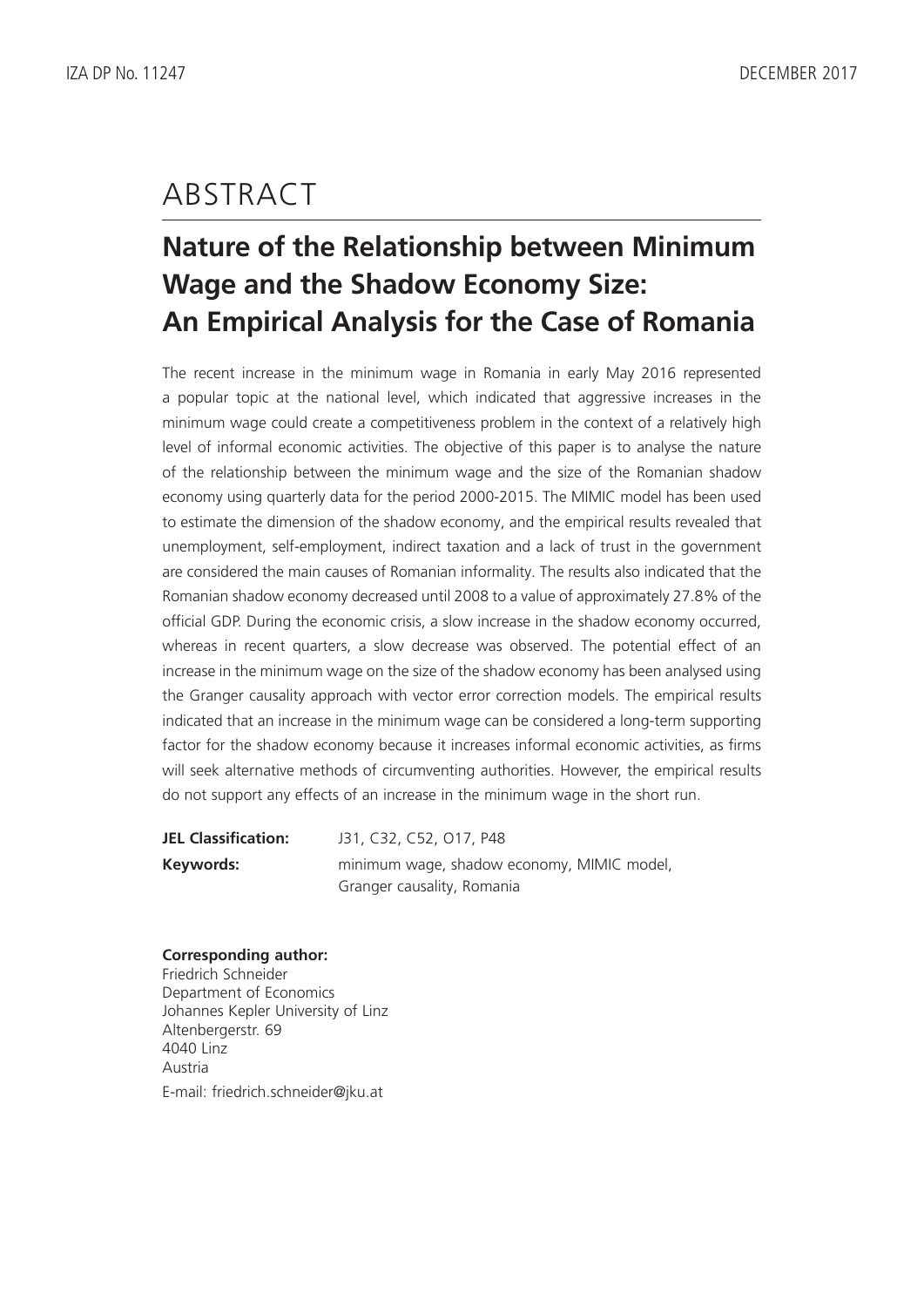# ABSTRACT

## Nature of the Relationship between Minimum Wage and the Shadow Economy Size: An Empirical Analysis for the Case of Romania

The recent increase in the minimum wage in Romania in early May 2016 represented a popular topic at the national level, which indicated that aggressive increases in the minimum wage could create a competitiveness problem in the context of a relatively high level of informal economic activities. The objective of this paper is to analyse the nature of the relationship between the minimum wage and the size of the Romanian shadow economy using quarterly data for the period 2000-2015. The MIMIC model has been used to estimate the dimension of the shadow economy, and the empirical results revealed that unemployment, self-employment, indirect taxation and a lack of trust in the government are considered the main causes of Romanian informality. The results also indicated that the Romanian shadow economy decreased until 2008 to a value of approximately 27.8% of the official GDP. During the economic crisis, a slow increase in the shadow economy occurred, whereas in recent quarters, a slow decrease was observed. The potential effect of an increase in the minimum wage on the size of the shadow economy has been analysed using the Granger causality approach with vector error correction models. The empirical results indicated that an increase in the minimum wage can be considered a long-term supporting factor for the shadow economy because it increases informal economic activities, as firms will seek alternative methods of circumventing authorities. However, the empirical results do not support any effects of an increase in the minimum wage in the short run.

**JEL Classification:** J31, C32, C52, O17, P48

**Keywords:** minimum wage, shadow economy, MIMIC model, Granger causality, Romania

**Corresponding author:**
Friedrich Schneider
Department of Economics
Johannes Kepler University of Linz
Altenbergerstr. 69
4040 Linz
Austria
E-mail: friedrich.schneider@jku.at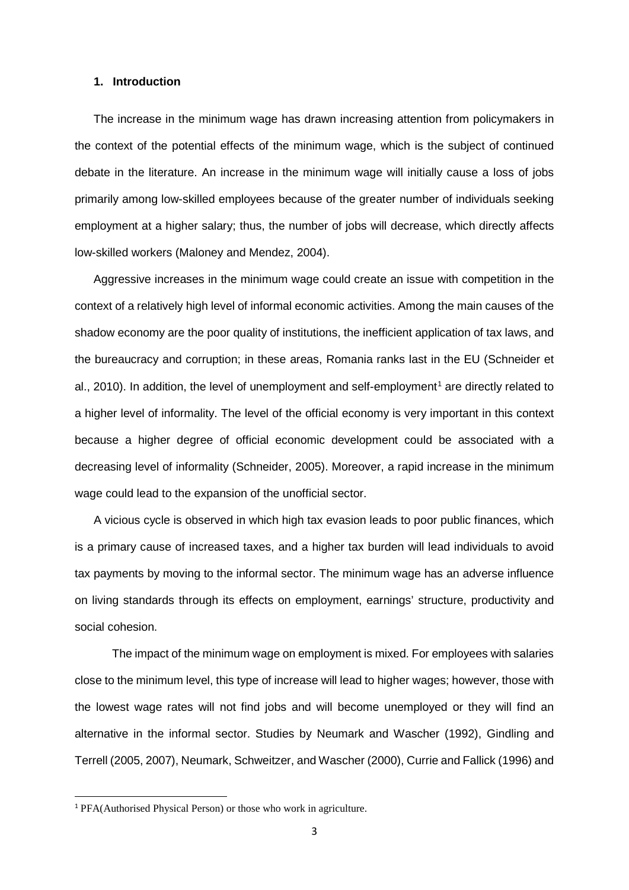## 1. Introduction

The increase in the minimum wage has drawn increasing attention from policymakers in the context of the potential effects of the minimum wage, which is the subject of continued debate in the literature. An increase in the minimum wage will initially cause a loss of jobs primarily among low-skilled employees because of the greater number of individuals seeking employment at a higher salary; thus, the number of jobs will decrease, which directly affects low-skilled workers (Maloney and Mendez, 2004).

Aggressive increases in the minimum wage could create an issue with competition in the context of a relatively high level of informal economic activities. Among the main causes of the shadow economy are the poor quality of institutions, the inefficient application of tax laws, and the bureaucracy and corruption; in these areas, Romania ranks last in the EU (Schneider et al., 2010). In addition, the level of unemployment and self-employment[1] are directly related to a higher level of informality. The level of the official economy is very important in this context because a higher degree of official economic development could be associated with a decreasing level of informality (Schneider, 2005). Moreover, a rapid increase in the minimum wage could lead to the expansion of the unofficial sector.

A vicious cycle is observed in which high tax evasion leads to poor public finances, which is a primary cause of increased taxes, and a higher tax burden will lead individuals to avoid tax payments by moving to the informal sector. The minimum wage has an adverse influence on living standards through its effects on employment, earnings' structure, productivity and social cohesion.

The impact of the minimum wage on employment is mixed. For employees with salaries close to the minimum level, this type of increase will lead to higher wages; however, those with the lowest wage rates will not find jobs and will become unemployed or they will find an alternative in the informal sector. Studies by Neumark and Wascher (1992), Gindling and Terrell (2005, 2007), Neumark, Schweitzer, and Wascher (2000), Currie and Fallick (1996) and

[1] PFA(Authorised Physical Person) or those who work in agriculture.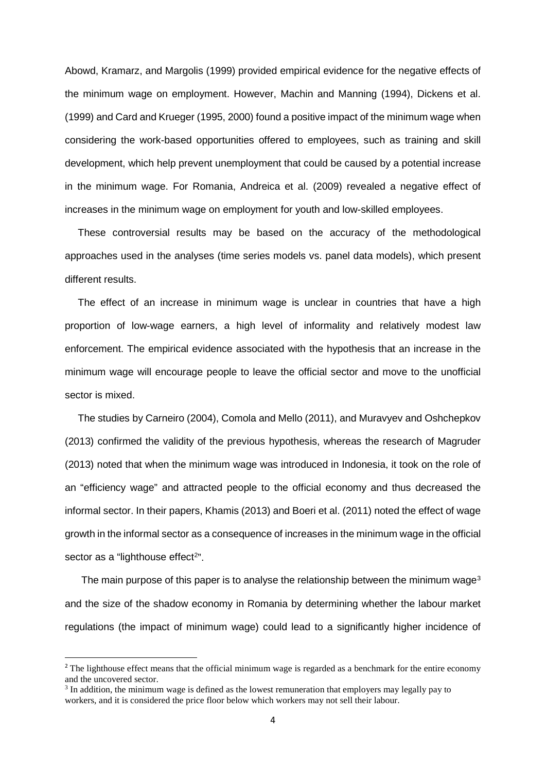Abowd, Kramarz, and Margolis (1999) provided empirical evidence for the negative effects of the minimum wage on employment. However, Machin and Manning (1994), Dickens et al. (1999) and Card and Krueger (1995, 2000) found a positive impact of the minimum wage when considering the work-based opportunities offered to employees, such as training and skill development, which help prevent unemployment that could be caused by a potential increase in the minimum wage. For Romania, Andreica et al. (2009) revealed a negative effect of increases in the minimum wage on employment for youth and low-skilled employees.

These controversial results may be based on the accuracy of the methodological approaches used in the analyses (time series models vs. panel data models), which present different results.

The effect of an increase in minimum wage is unclear in countries that have a high proportion of low-wage earners, a high level of informality and relatively modest law enforcement. The empirical evidence associated with the hypothesis that an increase in the minimum wage will encourage people to leave the official sector and move to the unofficial sector is mixed.

The studies by Carneiro (2004), Comola and Mello (2011), and Muravyev and Oshchepkov (2013) confirmed the validity of the previous hypothesis, whereas the research of Magruder (2013) noted that when the minimum wage was introduced in Indonesia, it took on the role of an "efficiency wage" and attracted people to the official economy and thus decreased the informal sector. In their papers, Khamis (2013) and Boeri et al. (2011) noted the effect of wage growth in the informal sector as a consequence of increases in the minimum wage in the official sector as a "lighthouse effect[2]".

The main purpose of this paper is to analyse the relationship between the minimum wage[3] and the size of the shadow economy in Romania by determining whether the labour market regulations (the impact of minimum wage) could lead to a significantly higher incidence of

---

[2] The lighthouse effect means that the official minimum wage is regarded as a benchmark for the entire economy and the uncovered sector.

[3] In addition, the minimum wage is defined as the lowest remuneration that employers may legally pay to workers, and it is considered the price floor below which workers may not sell their labour.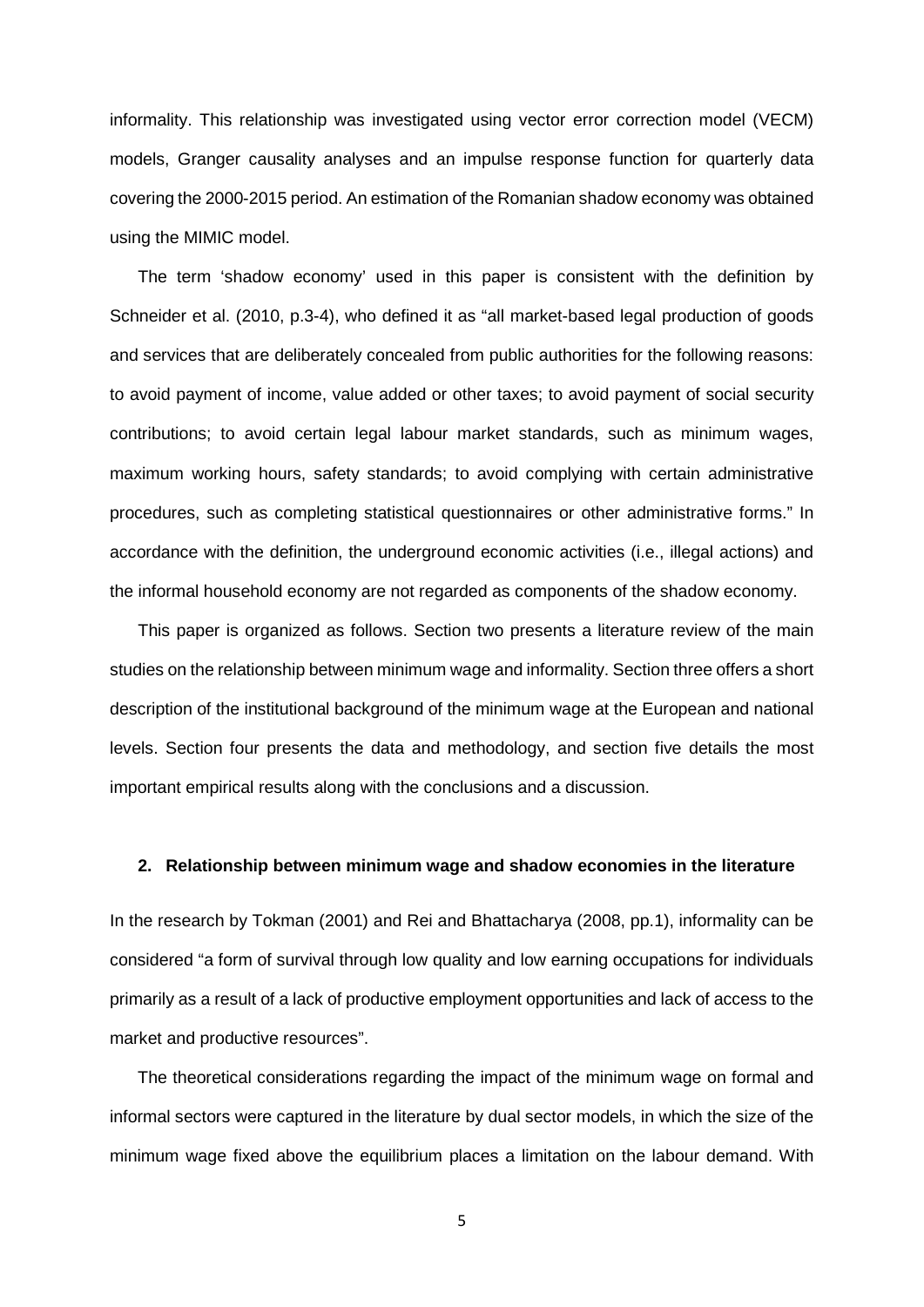informality. This relationship was investigated using vector error correction model (VECM) models, Granger causality analyses and an impulse response function for quarterly data covering the 2000-2015 period. An estimation of the Romanian shadow economy was obtained using the MIMIC model.

The term 'shadow economy' used in this paper is consistent with the definition by Schneider et al. (2010, p.3-4), who defined it as "all market-based legal production of goods and services that are deliberately concealed from public authorities for the following reasons: to avoid payment of income, value added or other taxes; to avoid payment of social security contributions; to avoid certain legal labour market standards, such as minimum wages, maximum working hours, safety standards; to avoid complying with certain administrative procedures, such as completing statistical questionnaires or other administrative forms." In accordance with the definition, the underground economic activities (i.e., illegal actions) and the informal household economy are not regarded as components of the shadow economy.

This paper is organized as follows. Section two presents a literature review of the main studies on the relationship between minimum wage and informality. Section three offers a short description of the institutional background of the minimum wage at the European and national levels. Section four presents the data and methodology, and section five details the most important empirical results along with the conclusions and a discussion.

## 2. Relationship between minimum wage and shadow economies in the literature

In the research by Tokman (2001) and Rei and Bhattacharya (2008, pp.1), informality can be considered "a form of survival through low quality and low earning occupations for individuals primarily as a result of a lack of productive employment opportunities and lack of access to the market and productive resources".

The theoretical considerations regarding the impact of the minimum wage on formal and informal sectors were captured in the literature by dual sector models, in which the size of the minimum wage fixed above the equilibrium places a limitation on the labour demand. With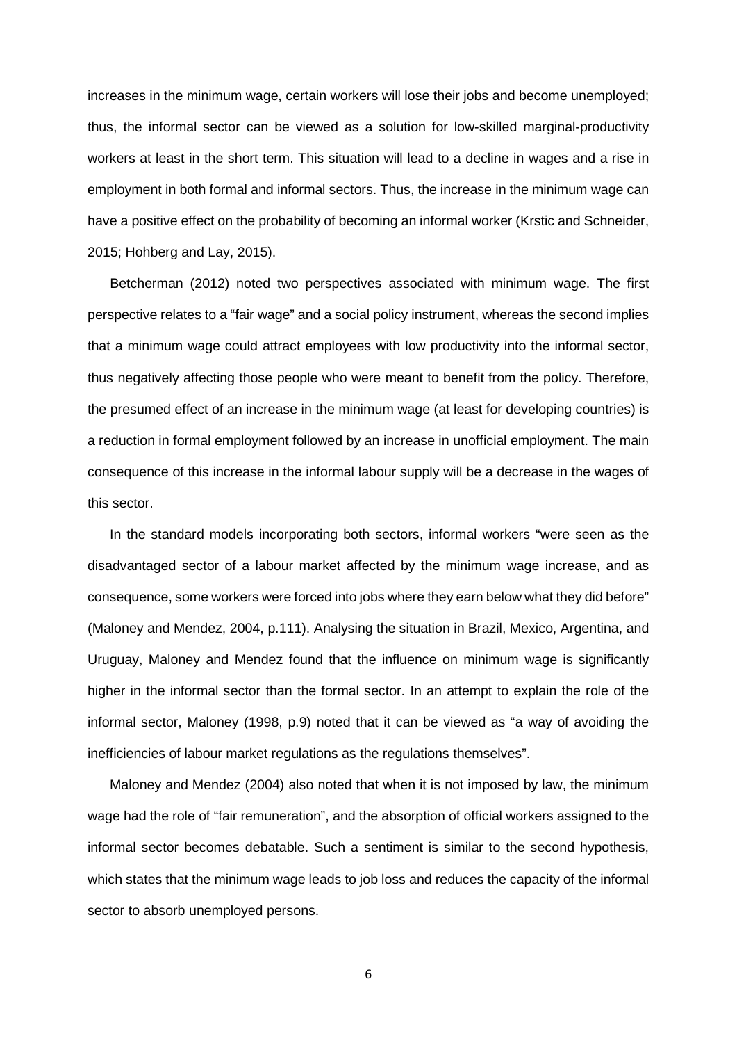increases in the minimum wage, certain workers will lose their jobs and become unemployed; thus, the informal sector can be viewed as a solution for low-skilled marginal-productivity workers at least in the short term. This situation will lead to a decline in wages and a rise in employment in both formal and informal sectors. Thus, the increase in the minimum wage can have a positive effect on the probability of becoming an informal worker (Krstic and Schneider, 2015; Hohberg and Lay, 2015).

Betcherman (2012) noted two perspectives associated with minimum wage. The first perspective relates to a "fair wage" and a social policy instrument, whereas the second implies that a minimum wage could attract employees with low productivity into the informal sector, thus negatively affecting those people who were meant to benefit from the policy. Therefore, the presumed effect of an increase in the minimum wage (at least for developing countries) is a reduction in formal employment followed by an increase in unofficial employment. The main consequence of this increase in the informal labour supply will be a decrease in the wages of this sector.

In the standard models incorporating both sectors, informal workers "were seen as the disadvantaged sector of a labour market affected by the minimum wage increase, and as consequence, some workers were forced into jobs where they earn below what they did before" (Maloney and Mendez, 2004, p.111). Analysing the situation in Brazil, Mexico, Argentina, and Uruguay, Maloney and Mendez found that the influence on minimum wage is significantly higher in the informal sector than the formal sector. In an attempt to explain the role of the informal sector, Maloney (1998, p.9) noted that it can be viewed as "a way of avoiding the inefficiencies of labour market regulations as the regulations themselves".

Maloney and Mendez (2004) also noted that when it is not imposed by law, the minimum wage had the role of "fair remuneration", and the absorption of official workers assigned to the informal sector becomes debatable. Such a sentiment is similar to the second hypothesis, which states that the minimum wage leads to job loss and reduces the capacity of the informal sector to absorb unemployed persons.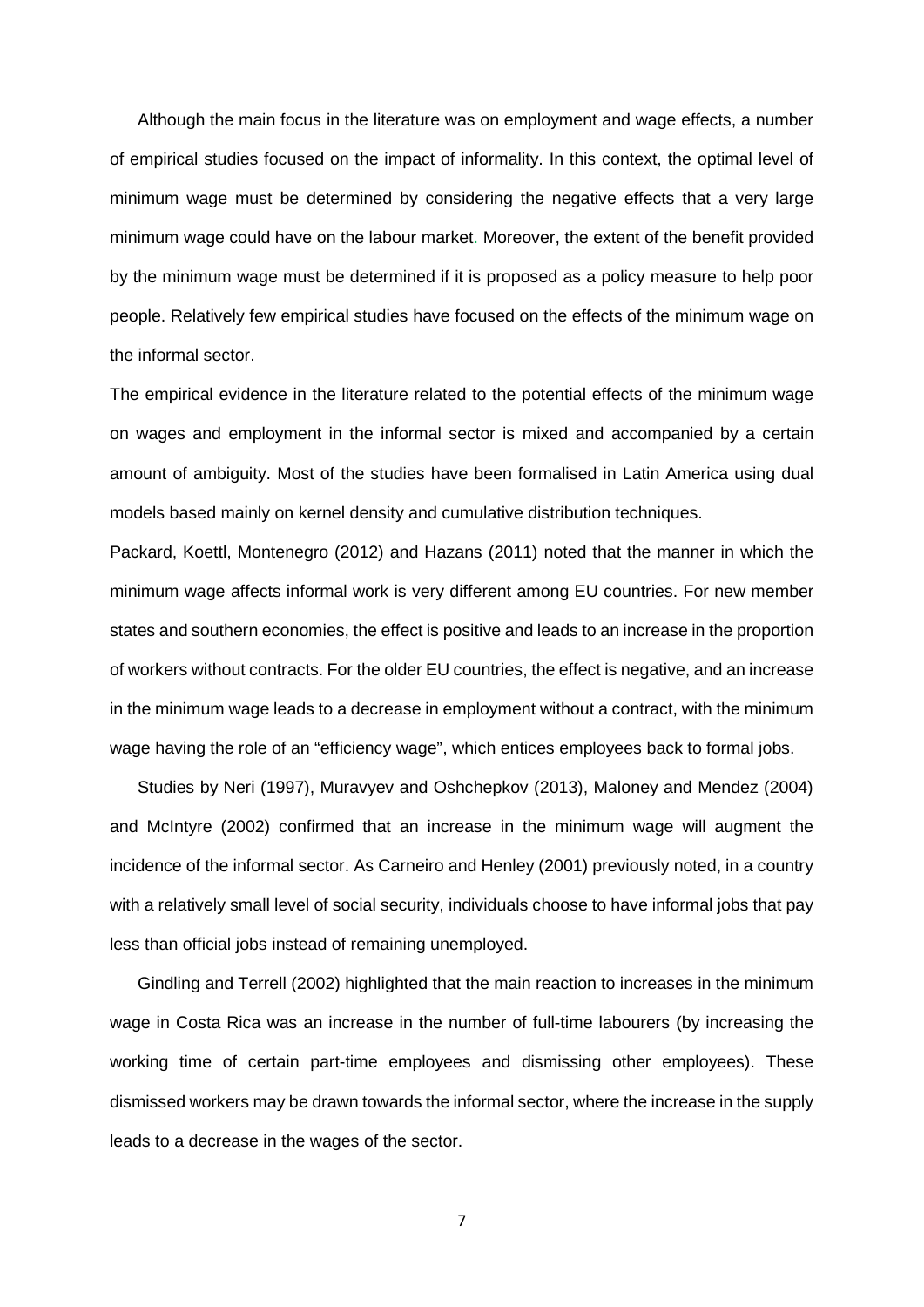Although the main focus in the literature was on employment and wage effects, a number of empirical studies focused on the impact of informality. In this context, the optimal level of minimum wage must be determined by considering the negative effects that a very large minimum wage could have on the labour market. Moreover, the extent of the benefit provided by the minimum wage must be determined if it is proposed as a policy measure to help poor people. Relatively few empirical studies have focused on the effects of the minimum wage on the informal sector.

The empirical evidence in the literature related to the potential effects of the minimum wage on wages and employment in the informal sector is mixed and accompanied by a certain amount of ambiguity. Most of the studies have been formalised in Latin America using dual models based mainly on kernel density and cumulative distribution techniques.

Packard, Koettl, Montenegro (2012) and Hazans (2011) noted that the manner in which the minimum wage affects informal work is very different among EU countries. For new member states and southern economies, the effect is positive and leads to an increase in the proportion of workers without contracts. For the older EU countries, the effect is negative, and an increase in the minimum wage leads to a decrease in employment without a contract, with the minimum wage having the role of an "efficiency wage", which entices employees back to formal jobs.

Studies by Neri (1997), Muravyev and Oshchepkov (2013), Maloney and Mendez (2004) and McIntyre (2002) confirmed that an increase in the minimum wage will augment the incidence of the informal sector. As Carneiro and Henley (2001) previously noted, in a country with a relatively small level of social security, individuals choose to have informal jobs that pay less than official jobs instead of remaining unemployed.

Gindling and Terrell (2002) highlighted that the main reaction to increases in the minimum wage in Costa Rica was an increase in the number of full-time labourers (by increasing the working time of certain part-time employees and dismissing other employees). These dismissed workers may be drawn towards the informal sector, where the increase in the supply leads to a decrease in the wages of the sector.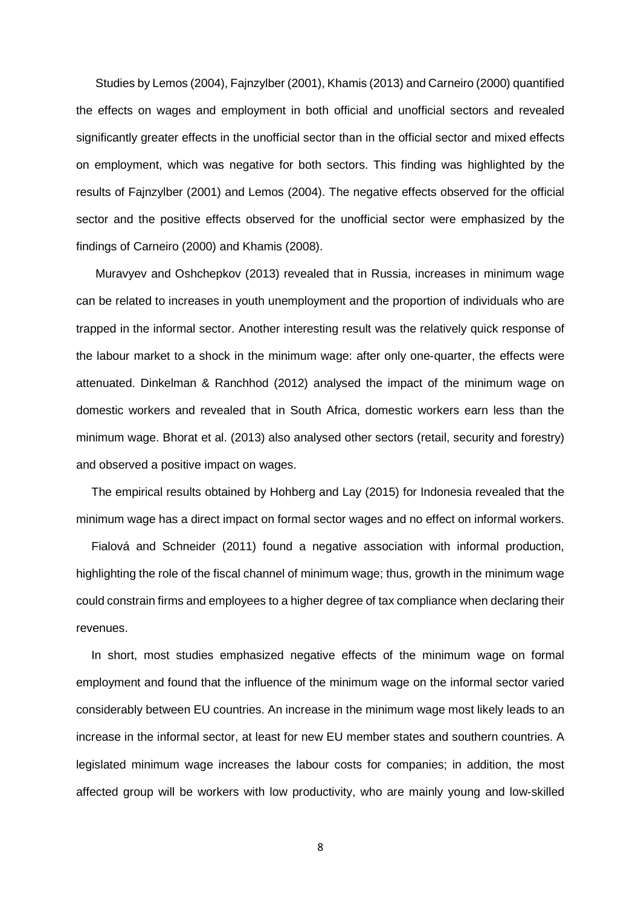Studies by Lemos (2004), Fajnzylber (2001), Khamis (2013) and Carneiro (2000) quantified the effects on wages and employment in both official and unofficial sectors and revealed significantly greater effects in the unofficial sector than in the official sector and mixed effects on employment, which was negative for both sectors. This finding was highlighted by the results of Fajnzylber (2001) and Lemos (2004). The negative effects observed for the official sector and the positive effects observed for the unofficial sector were emphasized by the findings of Carneiro (2000) and Khamis (2008).

Muravyev and Oshchepkov (2013) revealed that in Russia, increases in minimum wage can be related to increases in youth unemployment and the proportion of individuals who are trapped in the informal sector. Another interesting result was the relatively quick response of the labour market to a shock in the minimum wage: after only one-quarter, the effects were attenuated. Dinkelman & Ranchhod (2012) analysed the impact of the minimum wage on domestic workers and revealed that in South Africa, domestic workers earn less than the minimum wage. Bhorat et al. (2013) also analysed other sectors (retail, security and forestry) and observed a positive impact on wages.

The empirical results obtained by Hohberg and Lay (2015) for Indonesia revealed that the minimum wage has a direct impact on formal sector wages and no effect on informal workers.

Fialová and Schneider (2011) found a negative association with informal production, highlighting the role of the fiscal channel of minimum wage; thus, growth in the minimum wage could constrain firms and employees to a higher degree of tax compliance when declaring their revenues.

In short, most studies emphasized negative effects of the minimum wage on formal employment and found that the influence of the minimum wage on the informal sector varied considerably between EU countries. An increase in the minimum wage most likely leads to an increase in the informal sector, at least for new EU member states and southern countries. A legislated minimum wage increases the labour costs for companies; in addition, the most affected group will be workers with low productivity, who are mainly young and low-skilled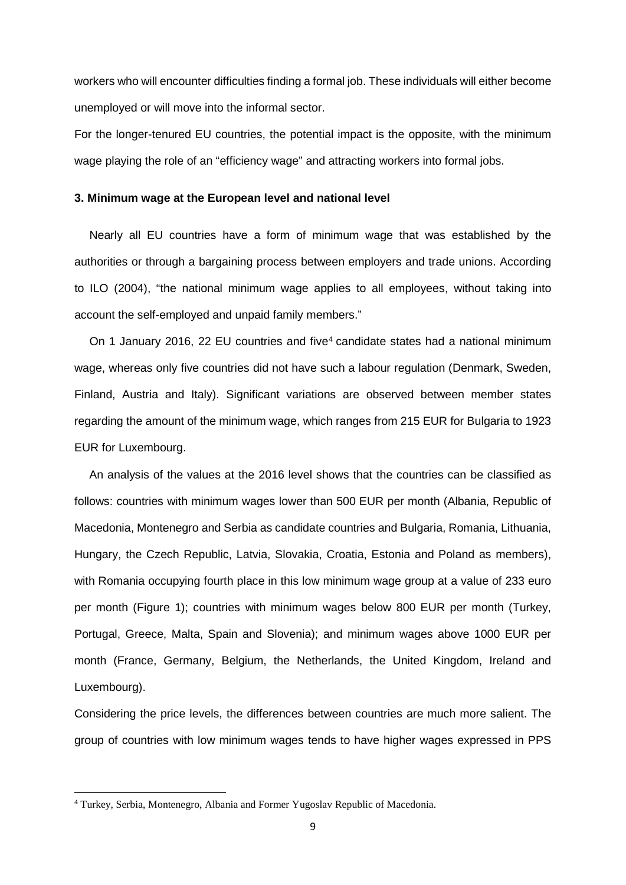workers who will encounter difficulties finding a formal job. These individuals will either become unemployed or will move into the informal sector.

For the longer-tenured EU countries, the potential impact is the opposite, with the minimum wage playing the role of an "efficiency wage" and attracting workers into formal jobs.

### 3. Minimum wage at the European level and national level

Nearly all EU countries have a form of minimum wage that was established by the authorities or through a bargaining process between employers and trade unions. According to ILO (2004), "the national minimum wage applies to all employees, without taking into account the self-employed and unpaid family members."

On 1 January 2016, 22 EU countries and five[4] candidate states had a national minimum wage, whereas only five countries did not have such a labour regulation (Denmark, Sweden, Finland, Austria and Italy). Significant variations are observed between member states regarding the amount of the minimum wage, which ranges from 215 EUR for Bulgaria to 1923 EUR for Luxembourg.

An analysis of the values at the 2016 level shows that the countries can be classified as follows: countries with minimum wages lower than 500 EUR per month (Albania, Republic of Macedonia, Montenegro and Serbia as candidate countries and Bulgaria, Romania, Lithuania, Hungary, the Czech Republic, Latvia, Slovakia, Croatia, Estonia and Poland as members), with Romania occupying fourth place in this low minimum wage group at a value of 233 euro per month (Figure 1); countries with minimum wages below 800 EUR per month (Turkey, Portugal, Greece, Malta, Spain and Slovenia); and minimum wages above 1000 EUR per month (France, Germany, Belgium, the Netherlands, the United Kingdom, Ireland and Luxembourg).

Considering the price levels, the differences between countries are much more salient. The group of countries with low minimum wages tends to have higher wages expressed in PPS

[4] Turkey, Serbia, Montenegro, Albania and Former Yugoslav Republic of Macedonia.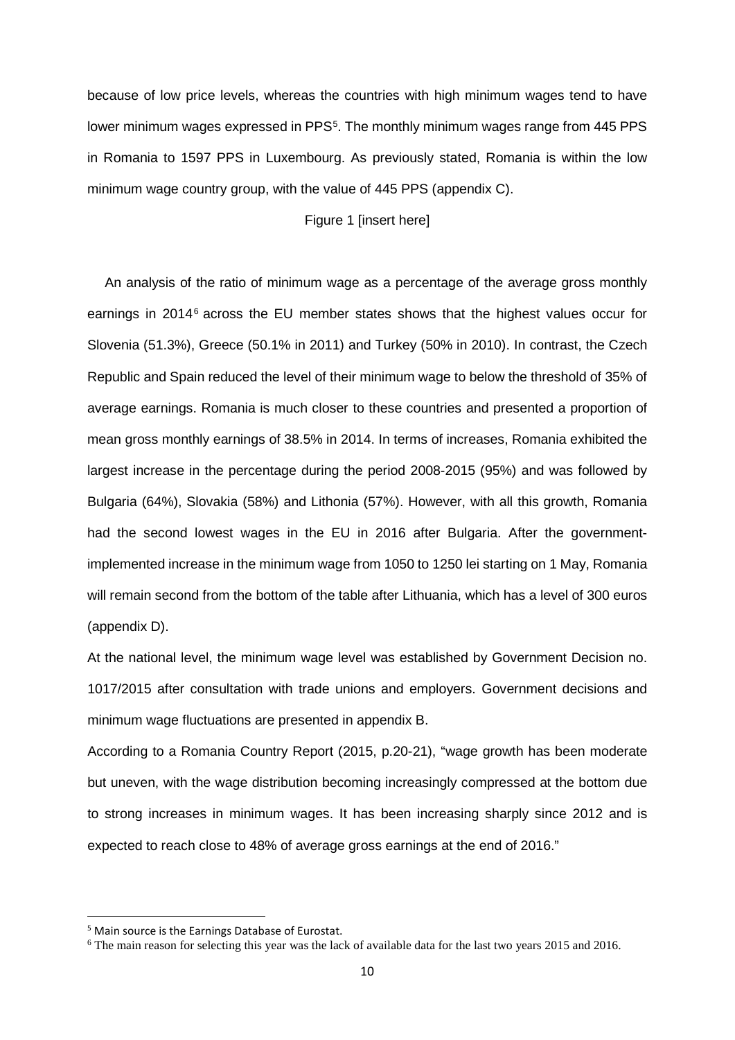because of low price levels, whereas the countries with high minimum wages tend to have lower minimum wages expressed in PPS[5]. The monthly minimum wages range from 445 PPS in Romania to 1597 PPS in Luxembourg. As previously stated, Romania is within the low minimum wage country group, with the value of 445 PPS (appendix C).

Figure 1 [insert here]

An analysis of the ratio of minimum wage as a percentage of the average gross monthly earnings in 2014[6] across the EU member states shows that the highest values occur for Slovenia (51.3%), Greece (50.1% in 2011) and Turkey (50% in 2010). In contrast, the Czech Republic and Spain reduced the level of their minimum wage to below the threshold of 35% of average earnings. Romania is much closer to these countries and presented a proportion of mean gross monthly earnings of 38.5% in 2014. In terms of increases, Romania exhibited the largest increase in the percentage during the period 2008-2015 (95%) and was followed by Bulgaria (64%), Slovakia (58%) and Lithonia (57%). However, with all this growth, Romania had the second lowest wages in the EU in 2016 after Bulgaria. After the government-implemented increase in the minimum wage from 1050 to 1250 lei starting on 1 May, Romania will remain second from the bottom of the table after Lithuania, which has a level of 300 euros (appendix D).

At the national level, the minimum wage level was established by Government Decision no. 1017/2015 after consultation with trade unions and employers. Government decisions and minimum wage fluctuations are presented in appendix B.

According to a Romania Country Report (2015, p.20-21), "wage growth has been moderate but uneven, with the wage distribution becoming increasingly compressed at the bottom due to strong increases in minimum wages. It has been increasing sharply since 2012 and is expected to reach close to 48% of average gross earnings at the end of 2016."

[5] Main source is the Earnings Database of Eurostat.

[6] The main reason for selecting this year was the lack of available data for the last two years 2015 and 2016.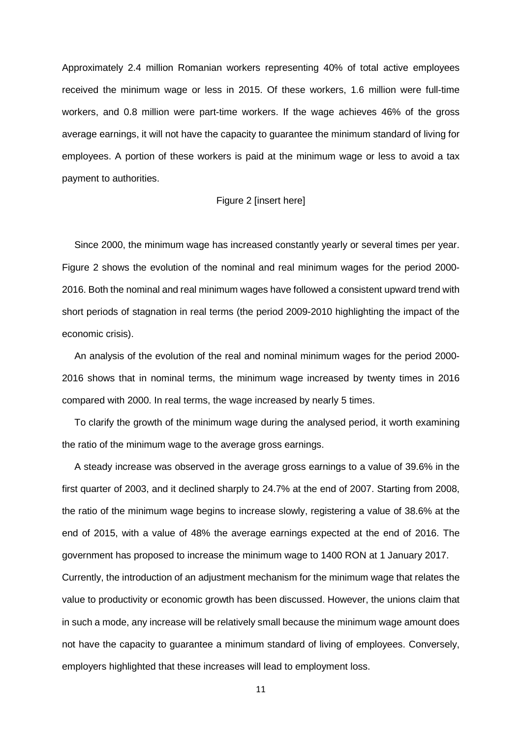Approximately 2.4 million Romanian workers representing 40% of total active employees received the minimum wage or less in 2015. Of these workers, 1.6 million were full-time workers, and 0.8 million were part-time workers. If the wage achieves 46% of the gross average earnings, it will not have the capacity to guarantee the minimum standard of living for employees. A portion of these workers is paid at the minimum wage or less to avoid a tax payment to authorities.

Figure 2 [insert here]

Since 2000, the minimum wage has increased constantly yearly or several times per year. Figure 2 shows the evolution of the nominal and real minimum wages for the period 2000-2016. Both the nominal and real minimum wages have followed a consistent upward trend with short periods of stagnation in real terms (the period 2009-2010 highlighting the impact of the economic crisis).

An analysis of the evolution of the real and nominal minimum wages for the period 2000-2016 shows that in nominal terms, the minimum wage increased by twenty times in 2016 compared with 2000. In real terms, the wage increased by nearly 5 times.

To clarify the growth of the minimum wage during the analysed period, it worth examining the ratio of the minimum wage to the average gross earnings.

A steady increase was observed in the average gross earnings to a value of 39.6% in the first quarter of 2003, and it declined sharply to 24.7% at the end of 2007. Starting from 2008, the ratio of the minimum wage begins to increase slowly, registering a value of 38.6% at the end of 2015, with a value of 48% the average earnings expected at the end of 2016. The government has proposed to increase the minimum wage to 1400 RON at 1 January 2017. Currently, the introduction of an adjustment mechanism for the minimum wage that relates the value to productivity or economic growth has been discussed. However, the unions claim that in such a mode, any increase will be relatively small because the minimum wage amount does not have the capacity to guarantee a minimum standard of living of employees. Conversely, employers highlighted that these increases will lead to employment loss.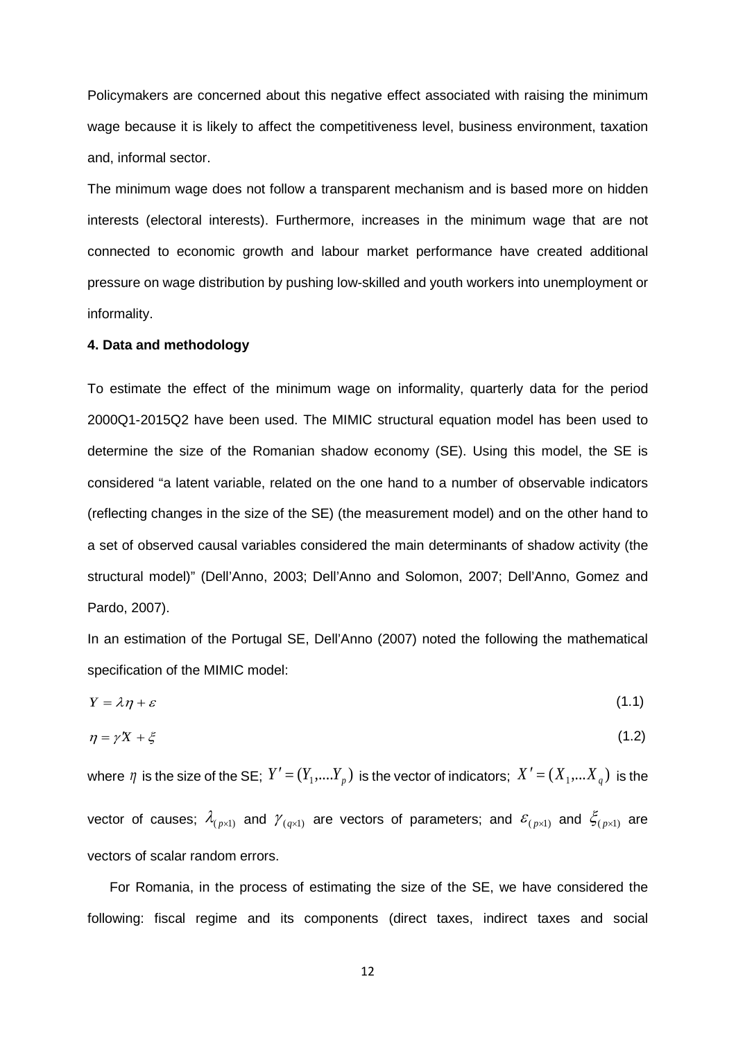Policymakers are concerned about this negative effect associated with raising the minimum wage because it is likely to affect the competitiveness level, business environment, taxation and, informal sector.

The minimum wage does not follow a transparent mechanism and is based more on hidden interests (electoral interests). Furthermore, increases in the minimum wage that are not connected to economic growth and labour market performance have created additional pressure on wage distribution by pushing low-skilled and youth workers into unemployment or informality.

**4. Data and methodology**

To estimate the effect of the minimum wage on informality, quarterly data for the period 2000Q1-2015Q2 have been used. The MIMIC structural equation model has been used to determine the size of the Romanian shadow economy (SE). Using this model, the SE is considered "a latent variable, related on the one hand to a number of observable indicators (reflecting changes in the size of the SE) (the measurement model) and on the other hand to a set of observed causal variables considered the main determinants of shadow activity (the structural model)" (Dell'Anno, 2003; Dell'Anno and Solomon, 2007; Dell'Anno, Gomez and Pardo, 2007).

In an estimation of the Portugal SE, Dell'Anno (2007) noted the following the mathematical specification of the MIMIC model:

$$Y = \lambda \eta + \varepsilon \tag{1.1}$$

$$\eta = \gamma' X + \xi \tag{1.2}$$

where $\eta$ is the size of the SE; $Y' = (Y_1, \ldots Y_p)$ is the vector of indicators; $X' = (X_1, \ldots X_q)$ is the vector of causes; $\lambda_{(p \times 1)}$ and $\gamma_{(q \times 1)}$ are vectors of parameters; and $\varepsilon_{(p \times 1)}$ and $\xi_{(p \times 1)}$ are vectors of scalar random errors.

For Romania, in the process of estimating the size of the SE, we have considered the following: fiscal regime and its components (direct taxes, indirect taxes and social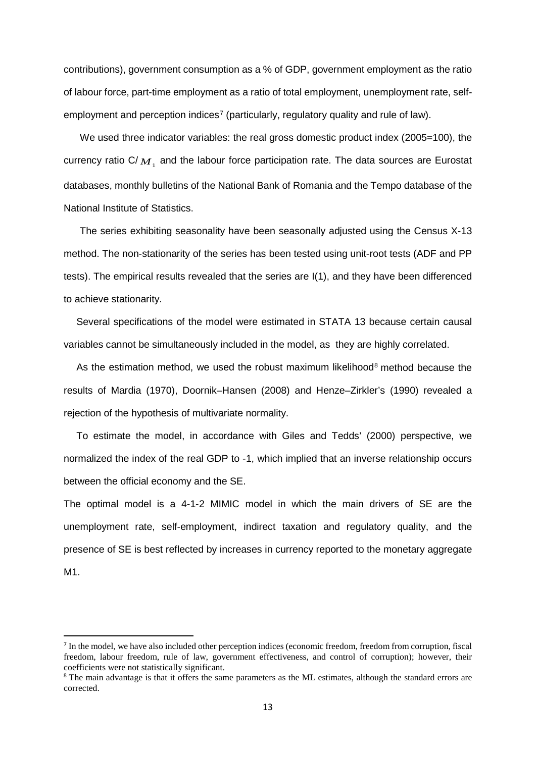contributions), government consumption as a % of GDP, government employment as the ratio of labour force, part-time employment as a ratio of total employment, unemployment rate, self-employment and perception indices[7] (particularly, regulatory quality and rule of law).

We used three indicator variables: the real gross domestic product index (2005=100), the currency ratio C/$M_1$ and the labour force participation rate. The data sources are Eurostat databases, monthly bulletins of the National Bank of Romania and the Tempo database of the National Institute of Statistics.

The series exhibiting seasonality have been seasonally adjusted using the Census X-13 method. The non-stationarity of the series has been tested using unit-root tests (ADF and PP tests). The empirical results revealed that the series are I(1), and they have been differenced to achieve stationarity.

Several specifications of the model were estimated in STATA 13 because certain causal variables cannot be simultaneously included in the model, as they are highly correlated.

As the estimation method, we used the robust maximum likelihood[8] method because the results of Mardia (1970), Doornik–Hansen (2008) and Henze–Zirkler's (1990) revealed a rejection of the hypothesis of multivariate normality.

To estimate the model, in accordance with Giles and Tedds' (2000) perspective, we normalized the index of the real GDP to -1, which implied that an inverse relationship occurs between the official economy and the SE.

The optimal model is a 4-1-2 MIMIC model in which the main drivers of SE are the unemployment rate, self-employment, indirect taxation and regulatory quality, and the presence of SE is best reflected by increases in currency reported to the monetary aggregate M1.

---

[7] In the model, we have also included other perception indices (economic freedom, freedom from corruption, fiscal freedom, labour freedom, rule of law, government effectiveness, and control of corruption); however, their coefficients were not statistically significant.

[8] The main advantage is that it offers the same parameters as the ML estimates, although the standard errors are corrected.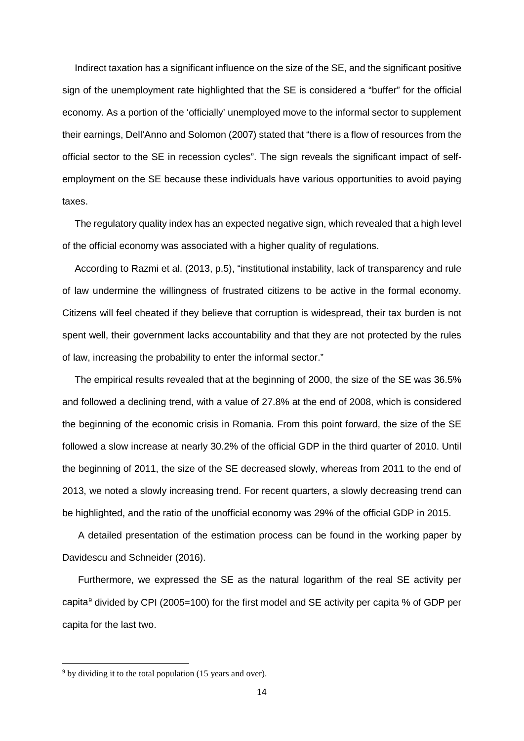Indirect taxation has a significant influence on the size of the SE, and the significant positive sign of the unemployment rate highlighted that the SE is considered a "buffer" for the official economy. As a portion of the 'officially' unemployed move to the informal sector to supplement their earnings, Dell'Anno and Solomon (2007) stated that "there is a flow of resources from the official sector to the SE in recession cycles". The sign reveals the significant impact of self-employment on the SE because these individuals have various opportunities to avoid paying taxes.

The regulatory quality index has an expected negative sign, which revealed that a high level of the official economy was associated with a higher quality of regulations.

According to Razmi et al. (2013, p.5), "institutional instability, lack of transparency and rule of law undermine the willingness of frustrated citizens to be active in the formal economy. Citizens will feel cheated if they believe that corruption is widespread, their tax burden is not spent well, their government lacks accountability and that they are not protected by the rules of law, increasing the probability to enter the informal sector."

The empirical results revealed that at the beginning of 2000, the size of the SE was 36.5% and followed a declining trend, with a value of 27.8% at the end of 2008, which is considered the beginning of the economic crisis in Romania. From this point forward, the size of the SE followed a slow increase at nearly 30.2% of the official GDP in the third quarter of 2010. Until the beginning of 2011, the size of the SE decreased slowly, whereas from 2011 to the end of 2013, we noted a slowly increasing trend. For recent quarters, a slowly decreasing trend can be highlighted, and the ratio of the unofficial economy was 29% of the official GDP in 2015.

A detailed presentation of the estimation process can be found in the working paper by Davidescu and Schneider (2016).

Furthermore, we expressed the SE as the natural logarithm of the real SE activity per capita[9] divided by CPI (2005=100) for the first model and SE activity per capita % of GDP per capita for the last two.

[9] by dividing it to the total population (15 years and over).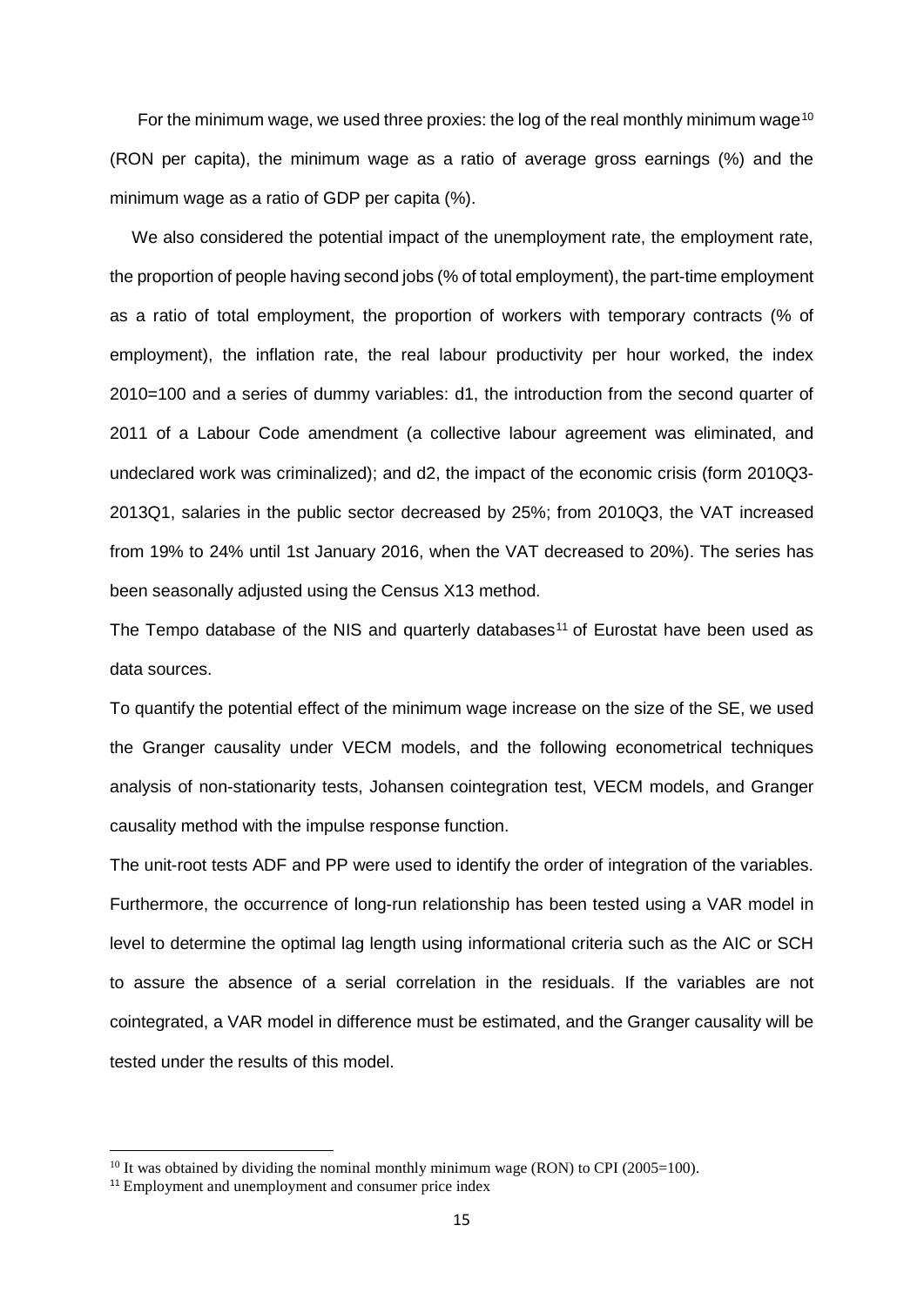For the minimum wage, we used three proxies: the log of the real monthly minimum wage[10] (RON per capita), the minimum wage as a ratio of average gross earnings (%) and the minimum wage as a ratio of GDP per capita (%).

We also considered the potential impact of the unemployment rate, the employment rate, the proportion of people having second jobs (% of total employment), the part-time employment as a ratio of total employment, the proportion of workers with temporary contracts (% of employment), the inflation rate, the real labour productivity per hour worked, the index 2010=100 and a series of dummy variables: d1, the introduction from the second quarter of 2011 of a Labour Code amendment (a collective labour agreement was eliminated, and undeclared work was criminalized); and d2, the impact of the economic crisis (form 2010Q3-2013Q1, salaries in the public sector decreased by 25%; from 2010Q3, the VAT increased from 19% to 24% until 1st January 2016, when the VAT decreased to 20%). The series has been seasonally adjusted using the Census X13 method.

The Tempo database of the NIS and quarterly databases[11] of Eurostat have been used as data sources.

To quantify the potential effect of the minimum wage increase on the size of the SE, we used the Granger causality under VECM models, and the following econometrical techniques analysis of non-stationarity tests, Johansen cointegration test, VECM models, and Granger causality method with the impulse response function.

The unit-root tests ADF and PP were used to identify the order of integration of the variables. Furthermore, the occurrence of long-run relationship has been tested using a VAR model in level to determine the optimal lag length using informational criteria such as the AIC or SCH to assure the absence of a serial correlation in the residuals. If the variables are not cointegrated, a VAR model in difference must be estimated, and the Granger causality will be tested under the results of this model.

---

[10] It was obtained by dividing the nominal monthly minimum wage (RON) to CPI (2005=100).

[11] Employment and unemployment and consumer price index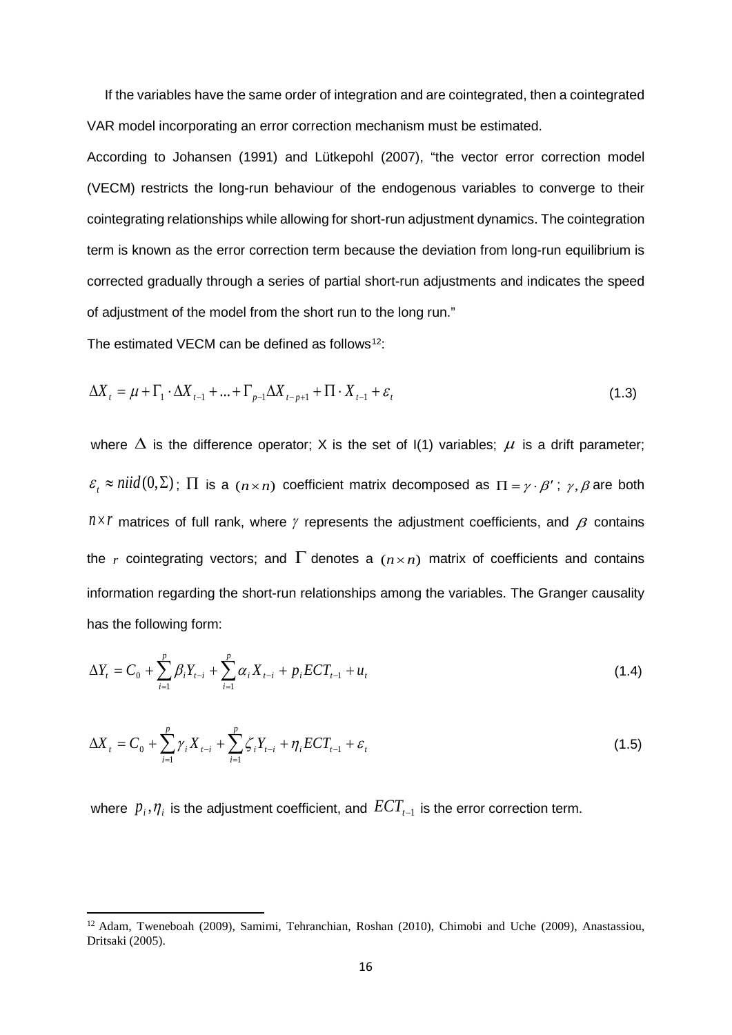If the variables have the same order of integration and are cointegrated, then a cointegrated VAR model incorporating an error correction mechanism must be estimated.

According to Johansen (1991) and Lütkepohl (2007), "the vector error correction model (VECM) restricts the long-run behaviour of the endogenous variables to converge to their cointegrating relationships while allowing for short-run adjustment dynamics. The cointegration term is known as the error correction term because the deviation from long-run equilibrium is corrected gradually through a series of partial short-run adjustments and indicates the speed of adjustment of the model from the short run to the long run."

The estimated VECM can be defined as follows[12]:

$$\Delta X_t = \mu + \Gamma_1 \cdot \Delta X_{t-1} + ... + \Gamma_{p-1} \Delta X_{t-p+1} + \Pi \cdot X_{t-1} + \varepsilon_t \tag{1.3}$$

where $\Delta$ is the difference operator; X is the set of I(1) variables; $\mu$ is a drift parameter; $\varepsilon_t \approx niid(0, \Sigma)$; $\Pi$ is a $(n \times n)$ coefficient matrix decomposed as $\Pi = \gamma \cdot \beta'$; $\gamma, \beta$ are both $n \times r$ matrices of full rank, where $\gamma$ represents the adjustment coefficients, and $\beta$ contains the $r$ cointegrating vectors; and $\Gamma$ denotes a $(n \times n)$ matrix of coefficients and contains information regarding the short-run relationships among the variables. The Granger causality has the following form:

$$\Delta Y_t = C_0 + \sum_{i=1}^{p} \beta_i Y_{t-i} + \sum_{i=1}^{p} \alpha_i X_{t-i} + p_i ECT_{t-1} + u_t \tag{1.4}$$

$$\Delta X_t = C_0 + \sum_{i=1}^{p} \gamma_i X_{t-i} + \sum_{i=1}^{p} \zeta_i Y_{t-i} + \eta_i ECT_{t-1} + \varepsilon_t \tag{1.5}$$

where $p_i, \eta_i$ is the adjustment coefficient, and $ECT_{t-1}$ is the error correction term.

[12] Adam, Tweneboah (2009), Samimi, Tehranchian, Roshan (2010), Chimobi and Uche (2009), Anastassiou, Dritsaki (2005).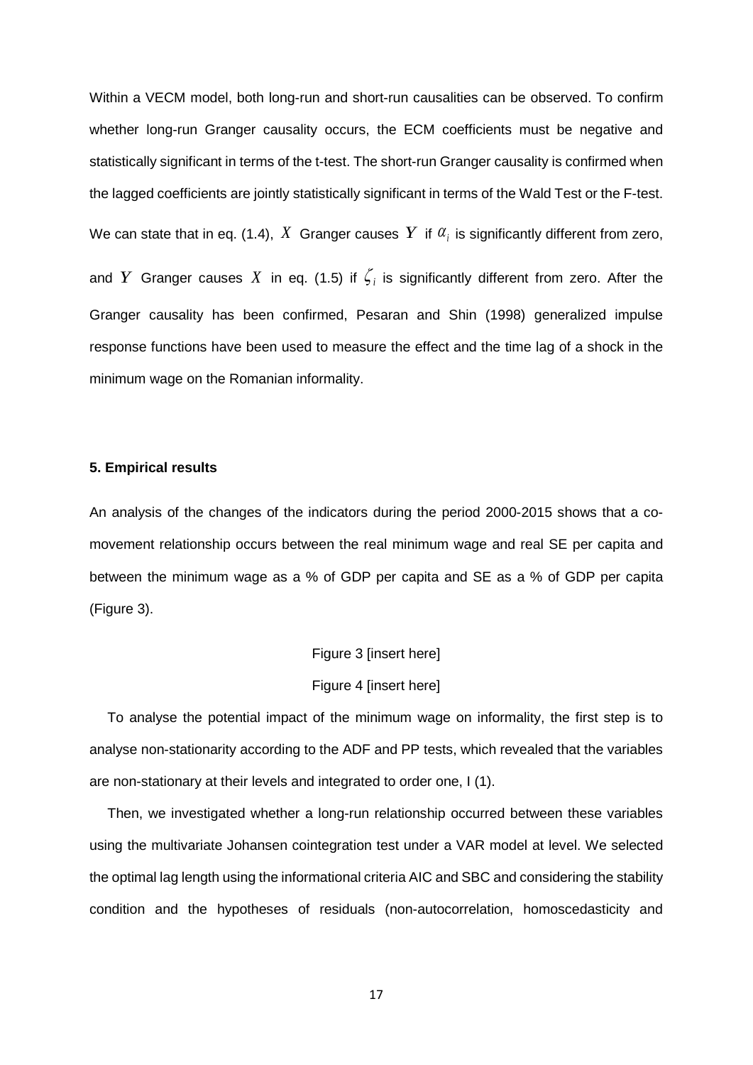Within a VECM model, both long-run and short-run causalities can be observed. To confirm whether long-run Granger causality occurs, the ECM coefficients must be negative and statistically significant in terms of the t-test. The short-run Granger causality is confirmed when the lagged coefficients are jointly statistically significant in terms of the Wald Test or the F-test. We can state that in eq. (1.4), $X$ Granger causes $Y$ if $\alpha_i$ is significantly different from zero, and $Y$ Granger causes $X$ in eq. (1.5) if $\zeta_i$ is significantly different from zero. After the Granger causality has been confirmed, Pesaran and Shin (1998) generalized impulse response functions have been used to measure the effect and the time lag of a shock in the minimum wage on the Romanian informality.

### 5. Empirical results

An analysis of the changes of the indicators during the period 2000-2015 shows that a co-movement relationship occurs between the real minimum wage and real SE per capita and between the minimum wage as a % of GDP per capita and SE as a % of GDP per capita (Figure 3).

Figure 3 [insert here]

Figure 4 [insert here]

To analyse the potential impact of the minimum wage on informality, the first step is to analyse non-stationarity according to the ADF and PP tests, which revealed that the variables are non-stationary at their levels and integrated to order one, I (1).

Then, we investigated whether a long-run relationship occurred between these variables using the multivariate Johansen cointegration test under a VAR model at level. We selected the optimal lag length using the informational criteria AIC and SBC and considering the stability condition and the hypotheses of residuals (non-autocorrelation, homoscedasticity and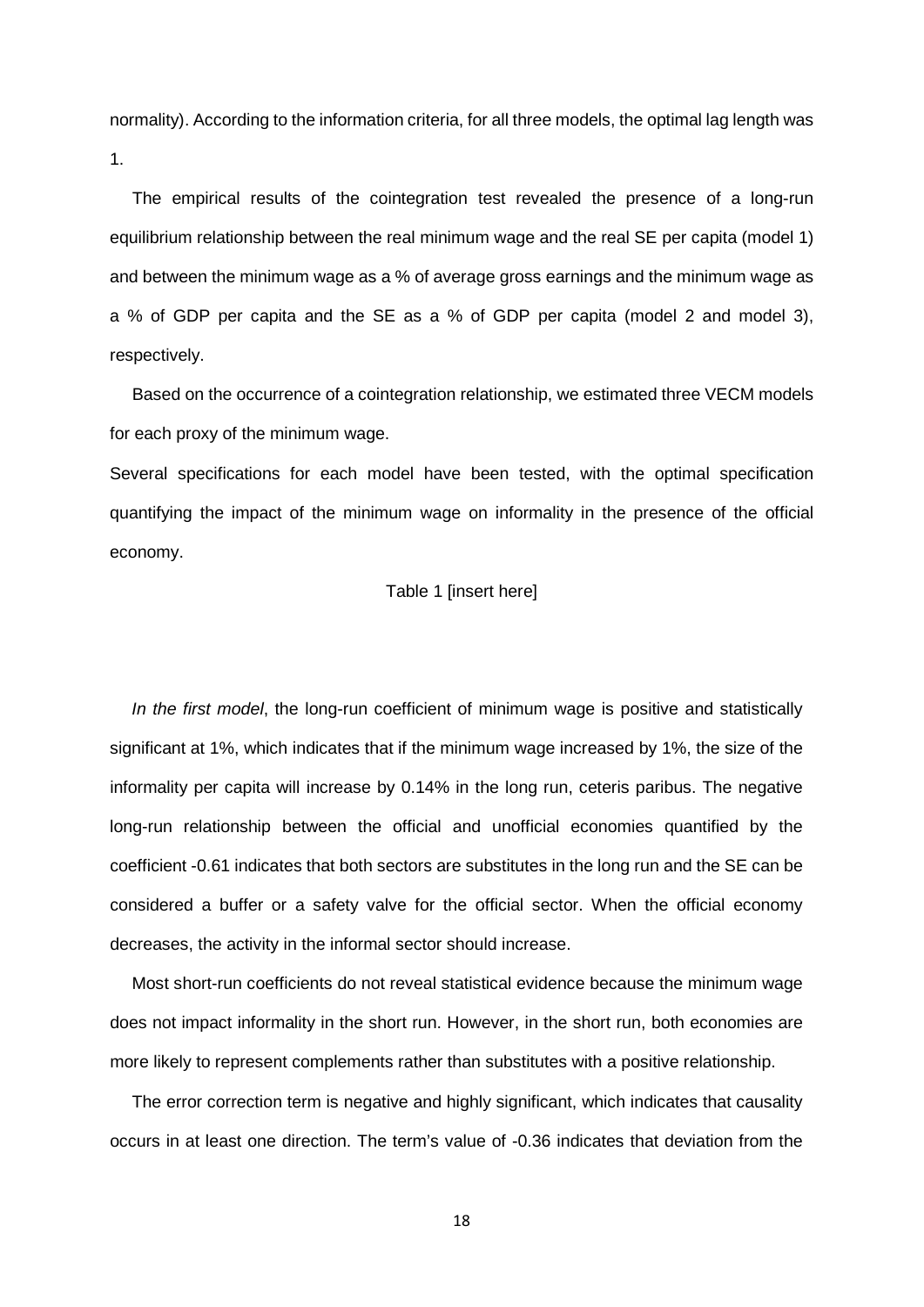normality). According to the information criteria, for all three models, the optimal lag length was 1.

The empirical results of the cointegration test revealed the presence of a long-run equilibrium relationship between the real minimum wage and the real SE per capita (model 1) and between the minimum wage as a % of average gross earnings and the minimum wage as a % of GDP per capita and the SE as a % of GDP per capita (model 2 and model 3), respectively.

Based on the occurrence of a cointegration relationship, we estimated three VECM models for each proxy of the minimum wage.

Several specifications for each model have been tested, with the optimal specification quantifying the impact of the minimum wage on informality in the presence of the official economy.

Table 1 [insert here]

*In the first model*, the long-run coefficient of minimum wage is positive and statistically significant at 1%, which indicates that if the minimum wage increased by 1%, the size of the informality per capita will increase by 0.14% in the long run, ceteris paribus. The negative long-run relationship between the official and unofficial economies quantified by the coefficient -0.61 indicates that both sectors are substitutes in the long run and the SE can be considered a buffer or a safety valve for the official sector. When the official economy decreases, the activity in the informal sector should increase.

Most short-run coefficients do not reveal statistical evidence because the minimum wage does not impact informality in the short run. However, in the short run, both economies are more likely to represent complements rather than substitutes with a positive relationship.

The error correction term is negative and highly significant, which indicates that causality occurs in at least one direction. The term's value of -0.36 indicates that deviation from the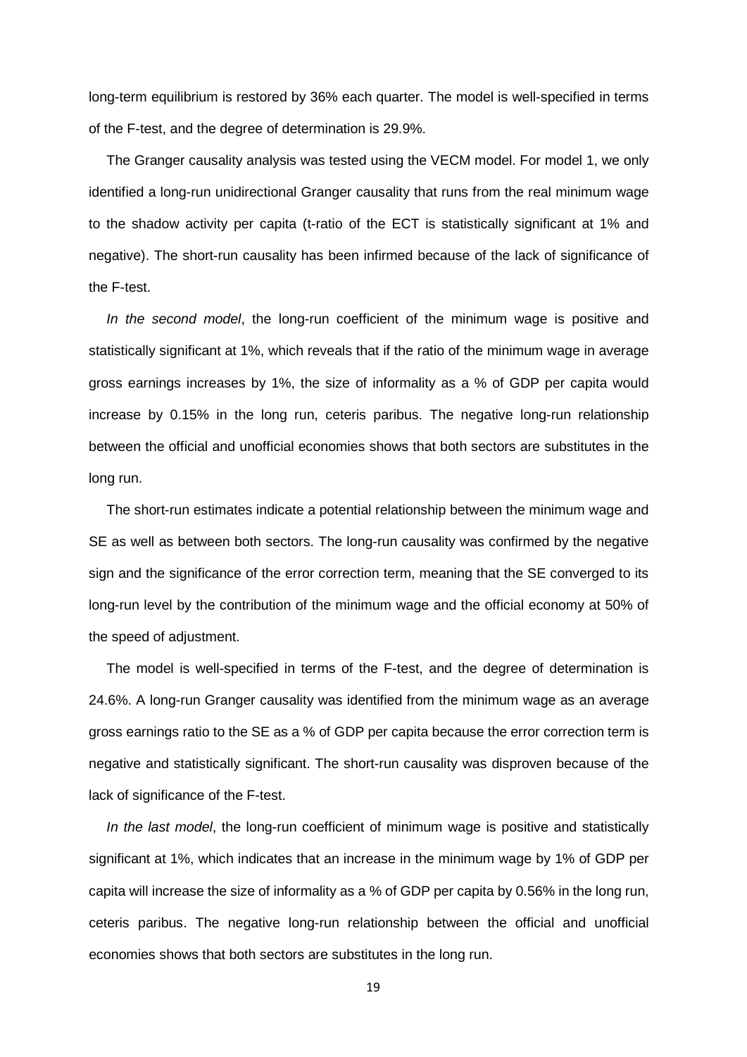long-term equilibrium is restored by 36% each quarter. The model is well-specified in terms of the F-test, and the degree of determination is 29.9%.

The Granger causality analysis was tested using the VECM model. For model 1, we only identified a long-run unidirectional Granger causality that runs from the real minimum wage to the shadow activity per capita (t-ratio of the ECT is statistically significant at 1% and negative). The short-run causality has been infirmed because of the lack of significance of the F-test.

*In the second model*, the long-run coefficient of the minimum wage is positive and statistically significant at 1%, which reveals that if the ratio of the minimum wage in average gross earnings increases by 1%, the size of informality as a % of GDP per capita would increase by 0.15% in the long run, ceteris paribus. The negative long-run relationship between the official and unofficial economies shows that both sectors are substitutes in the long run.

The short-run estimates indicate a potential relationship between the minimum wage and SE as well as between both sectors. The long-run causality was confirmed by the negative sign and the significance of the error correction term, meaning that the SE converged to its long-run level by the contribution of the minimum wage and the official economy at 50% of the speed of adjustment.

The model is well-specified in terms of the F-test, and the degree of determination is 24.6%. A long-run Granger causality was identified from the minimum wage as an average gross earnings ratio to the SE as a % of GDP per capita because the error correction term is negative and statistically significant. The short-run causality was disproven because of the lack of significance of the F-test.

*In the last model*, the long-run coefficient of minimum wage is positive and statistically significant at 1%, which indicates that an increase in the minimum wage by 1% of GDP per capita will increase the size of informality as a % of GDP per capita by 0.56% in the long run, ceteris paribus. The negative long-run relationship between the official and unofficial economies shows that both sectors are substitutes in the long run.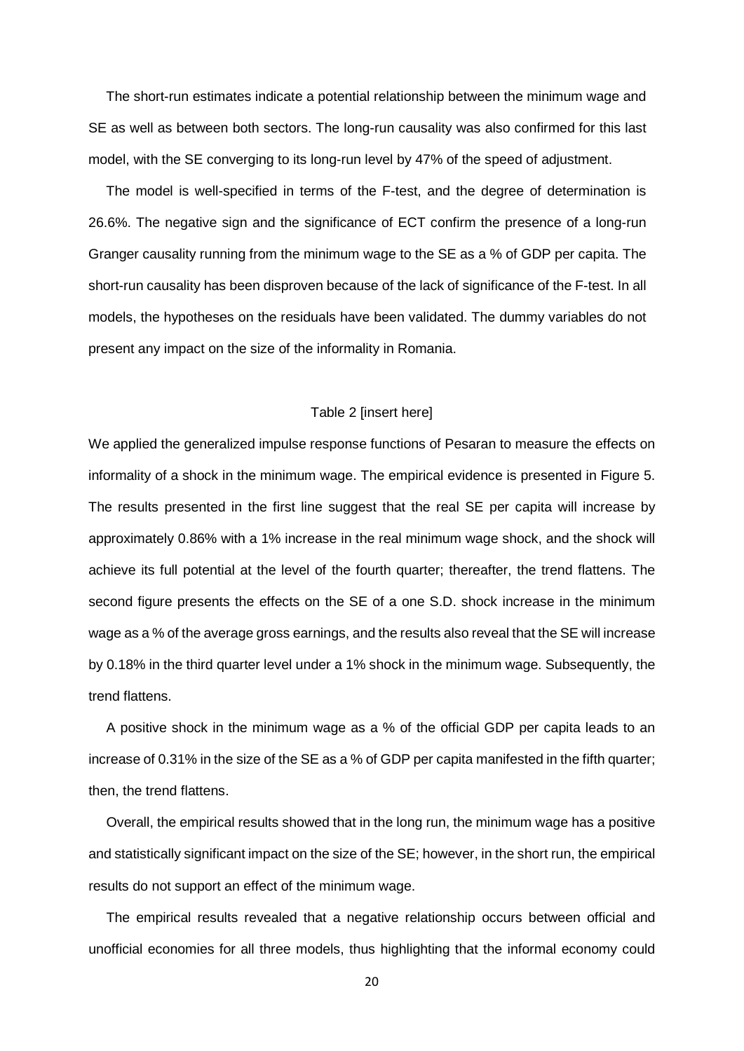The short-run estimates indicate a potential relationship between the minimum wage and SE as well as between both sectors. The long-run causality was also confirmed for this last model, with the SE converging to its long-run level by 47% of the speed of adjustment.

The model is well-specified in terms of the F-test, and the degree of determination is 26.6%. The negative sign and the significance of ECT confirm the presence of a long-run Granger causality running from the minimum wage to the SE as a % of GDP per capita. The short-run causality has been disproven because of the lack of significance of the F-test. In all models, the hypotheses on the residuals have been validated. The dummy variables do not present any impact on the size of the informality in Romania.

Table 2 [insert here]

We applied the generalized impulse response functions of Pesaran to measure the effects on informality of a shock in the minimum wage. The empirical evidence is presented in Figure 5. The results presented in the first line suggest that the real SE per capita will increase by approximately 0.86% with a 1% increase in the real minimum wage shock, and the shock will achieve its full potential at the level of the fourth quarter; thereafter, the trend flattens. The second figure presents the effects on the SE of a one S.D. shock increase in the minimum wage as a % of the average gross earnings, and the results also reveal that the SE will increase by 0.18% in the third quarter level under a 1% shock in the minimum wage. Subsequently, the trend flattens.

A positive shock in the minimum wage as a % of the official GDP per capita leads to an increase of 0.31% in the size of the SE as a % of GDP per capita manifested in the fifth quarter; then, the trend flattens.

Overall, the empirical results showed that in the long run, the minimum wage has a positive and statistically significant impact on the size of the SE; however, in the short run, the empirical results do not support an effect of the minimum wage.

The empirical results revealed that a negative relationship occurs between official and unofficial economies for all three models, thus highlighting that the informal economy could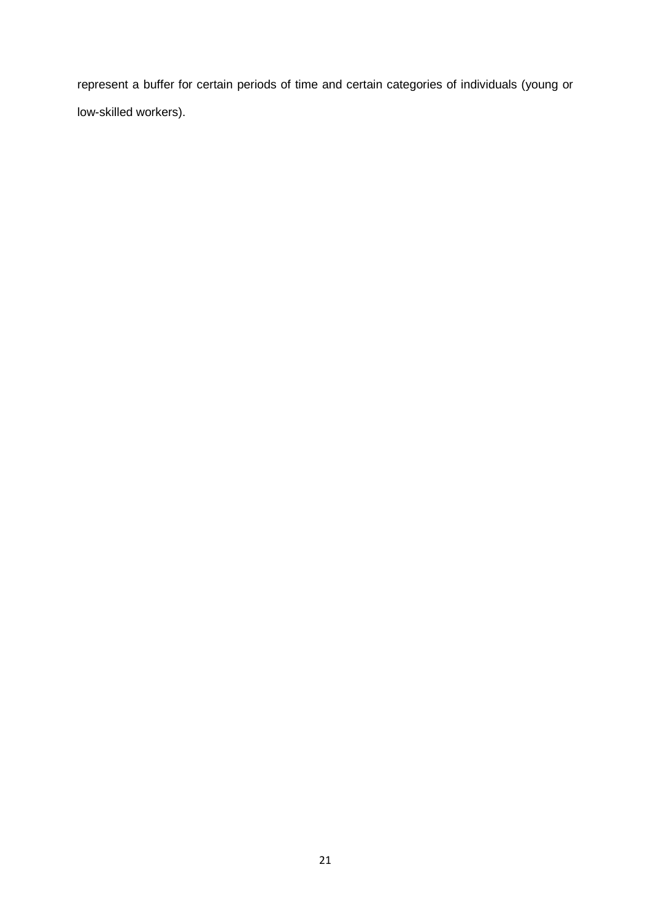represent a buffer for certain periods of time and certain categories of individuals (young or low-skilled workers).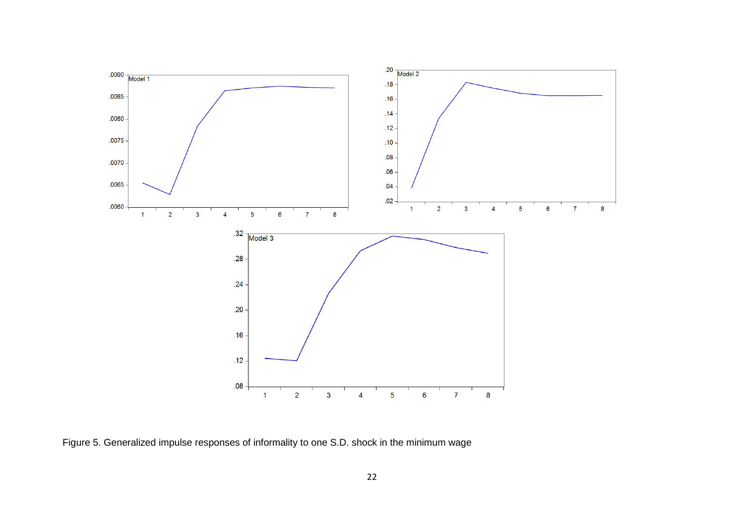Figure 5. Generalized impulse responses of informality to one S.D. shock in the minimum wage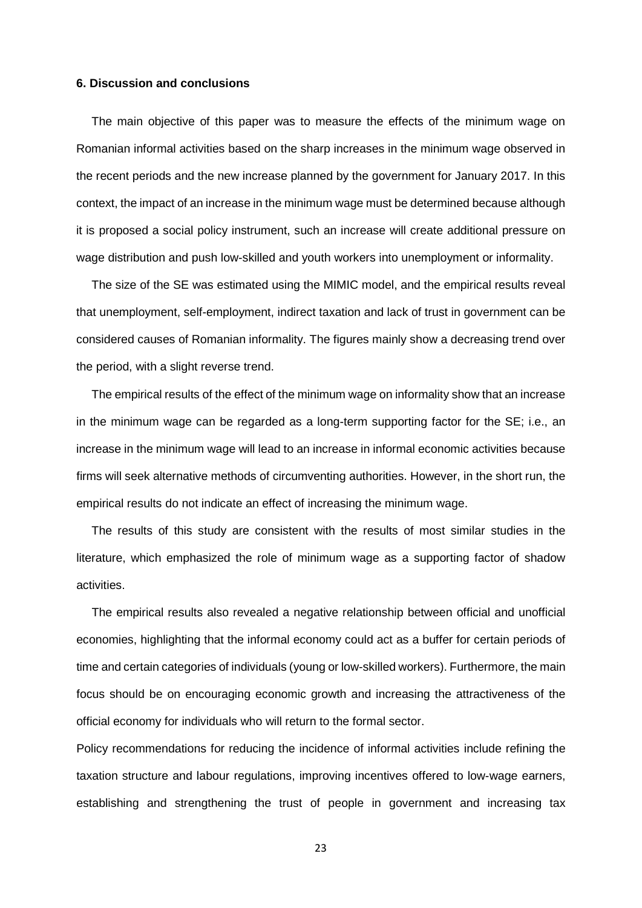## 6. Discussion and conclusions

The main objective of this paper was to measure the effects of the minimum wage on Romanian informal activities based on the sharp increases in the minimum wage observed in the recent periods and the new increase planned by the government for January 2017. In this context, the impact of an increase in the minimum wage must be determined because although it is proposed a social policy instrument, such an increase will create additional pressure on wage distribution and push low-skilled and youth workers into unemployment or informality.

The size of the SE was estimated using the MIMIC model, and the empirical results reveal that unemployment, self-employment, indirect taxation and lack of trust in government can be considered causes of Romanian informality. The figures mainly show a decreasing trend over the period, with a slight reverse trend.

The empirical results of the effect of the minimum wage on informality show that an increase in the minimum wage can be regarded as a long-term supporting factor for the SE; i.e., an increase in the minimum wage will lead to an increase in informal economic activities because firms will seek alternative methods of circumventing authorities. However, in the short run, the empirical results do not indicate an effect of increasing the minimum wage.

The results of this study are consistent with the results of most similar studies in the literature, which emphasized the role of minimum wage as a supporting factor of shadow activities.

The empirical results also revealed a negative relationship between official and unofficial economies, highlighting that the informal economy could act as a buffer for certain periods of time and certain categories of individuals (young or low-skilled workers). Furthermore, the main focus should be on encouraging economic growth and increasing the attractiveness of the official economy for individuals who will return to the formal sector.

Policy recommendations for reducing the incidence of informal activities include refining the taxation structure and labour regulations, improving incentives offered to low-wage earners, establishing and strengthening the trust of people in government and increasing tax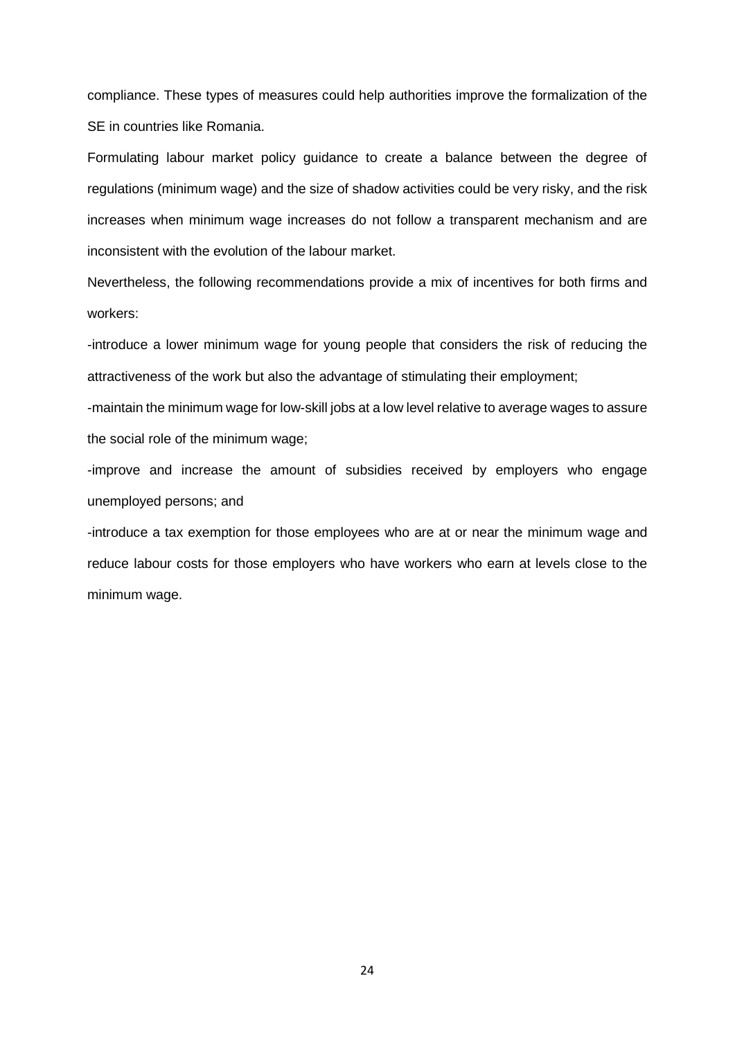compliance. These types of measures could help authorities improve the formalization of the SE in countries like Romania.

Formulating labour market policy guidance to create a balance between the degree of regulations (minimum wage) and the size of shadow activities could be very risky, and the risk increases when minimum wage increases do not follow a transparent mechanism and are inconsistent with the evolution of the labour market.

Nevertheless, the following recommendations provide a mix of incentives for both firms and workers:

-introduce a lower minimum wage for young people that considers the risk of reducing the attractiveness of the work but also the advantage of stimulating their employment;

-maintain the minimum wage for low-skill jobs at a low level relative to average wages to assure the social role of the minimum wage;

-improve and increase the amount of subsidies received by employers who engage unemployed persons; and

-introduce a tax exemption for those employees who are at or near the minimum wage and reduce labour costs for those employers who have workers who earn at levels close to the minimum wage.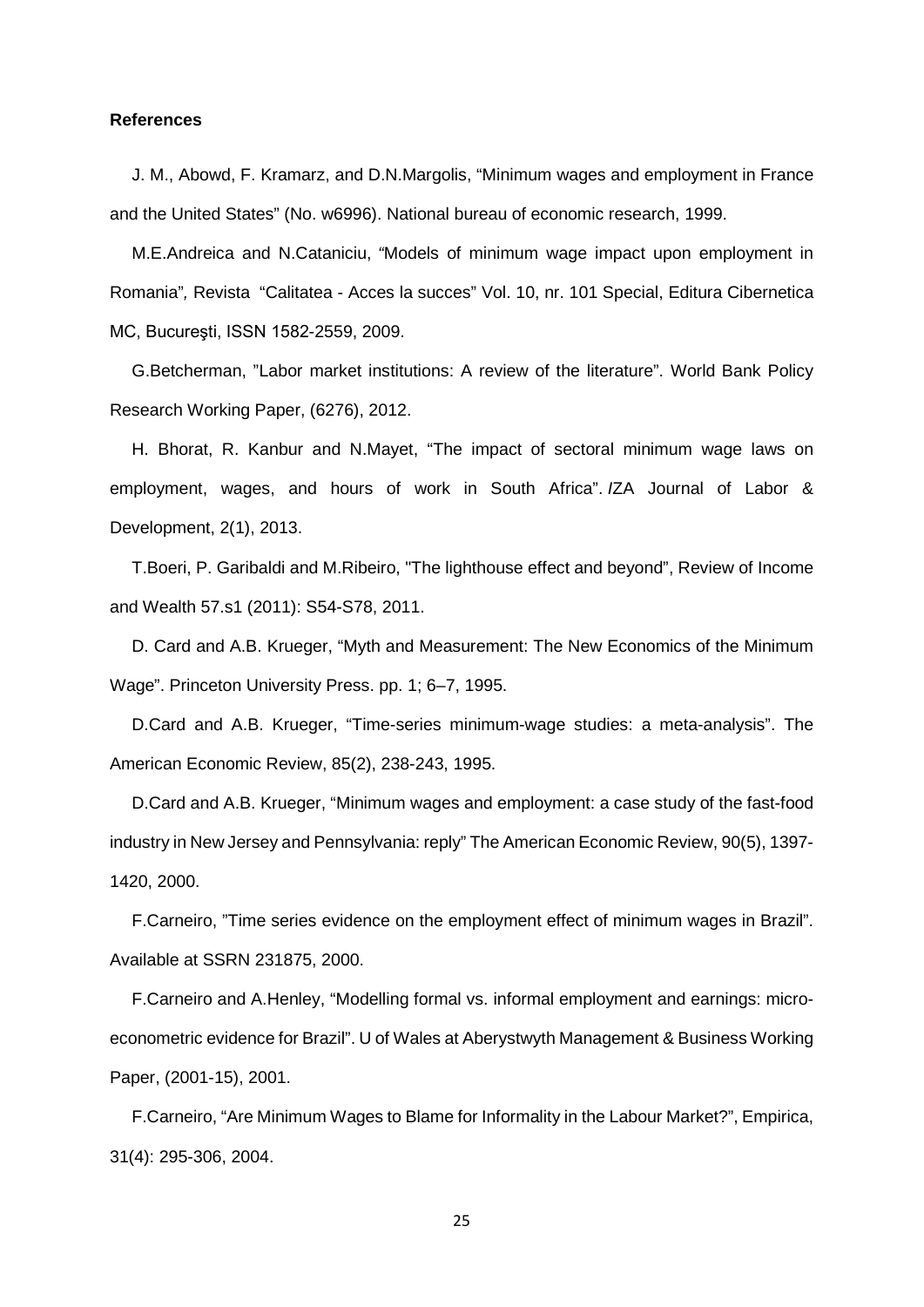**References**

J. M., Abowd, F. Kramarz, and D.N.Margolis, “Minimum wages and employment in France and the United States” (No. w6996). National bureau of economic research, 1999.

M.E.Andreica and N.Cataniciu, “Models of minimum wage impact upon employment in Romania”, Revista “Calitatea - Acces la succes” Vol. 10, nr. 101 Special, Editura Cibernetica MC, Bucureşti, ISSN 1582-2559, 2009.

G.Betcherman, ”Labor market institutions: A review of the literature”. World Bank Policy Research Working Paper, (6276), 2012.

H. Bhorat, R. Kanbur and N.Mayet, “The impact of sectoral minimum wage laws on employment, wages, and hours of work in South Africa”. IZA Journal of Labor & Development, 2(1), 2013.

T.Boeri, P. Garibaldi and M.Ribeiro, "The lighthouse effect and beyond”, Review of Income and Wealth 57.s1 (2011): S54-S78, 2011.

D. Card and A.B. Krueger, “Myth and Measurement: The New Economics of the Minimum Wage”. Princeton University Press. pp. 1; 6–7, 1995.

D.Card and A.B. Krueger, “Time-series minimum-wage studies: a meta-analysis”. The American Economic Review, 85(2), 238-243, 1995.

D.Card and A.B. Krueger, “Minimum wages and employment: a case study of the fast-food industry in New Jersey and Pennsylvania: reply” The American Economic Review, 90(5), 1397-1420, 2000.

F.Carneiro, ”Time series evidence on the employment effect of minimum wages in Brazil”. Available at SSRN 231875, 2000.

F.Carneiro and A.Henley, “Modelling formal vs. informal employment and earnings: micro-econometric evidence for Brazil”. U of Wales at Aberystwyth Management & Business Working Paper, (2001-15), 2001.

F.Carneiro, “Are Minimum Wages to Blame for Informality in the Labour Market?”, Empirica, 31(4): 295-306, 2004.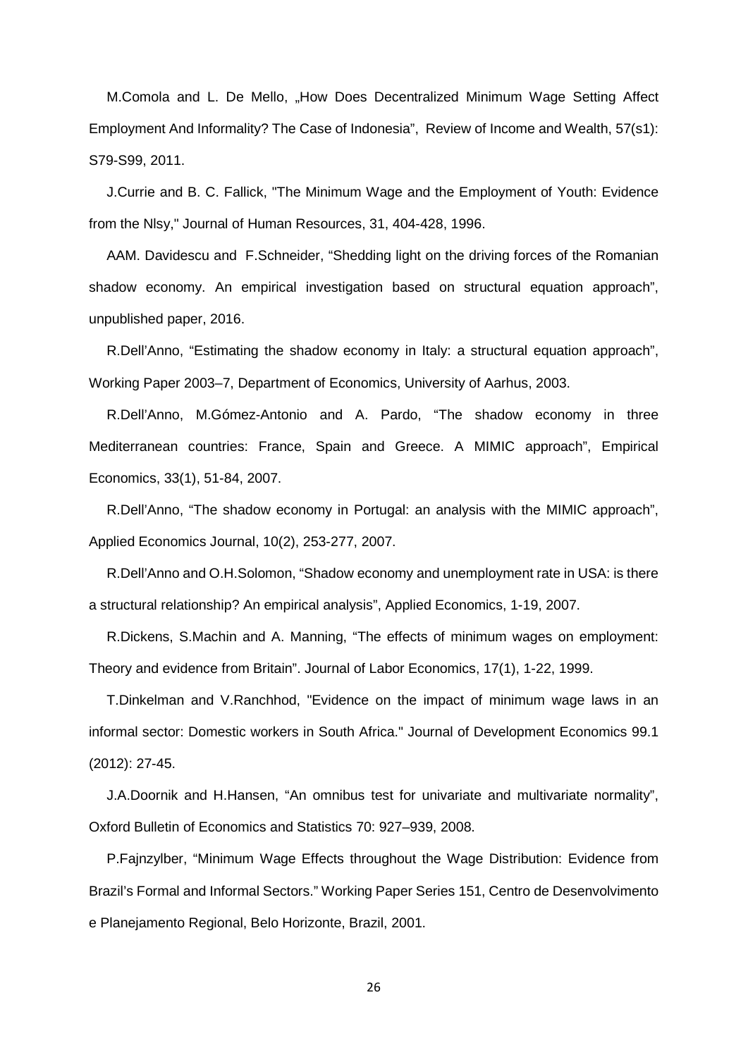M.Comola and L. De Mello, „How Does Decentralized Minimum Wage Setting Affect Employment And Informality? The Case of Indonesia", Review of Income and Wealth, 57(s1): S79-S99, 2011.

J.Currie and B. C. Fallick, "The Minimum Wage and the Employment of Youth: Evidence from the Nlsy," Journal of Human Resources, 31, 404-428, 1996.

AAM. Davidescu and F.Schneider, "Shedding light on the driving forces of the Romanian shadow economy. An empirical investigation based on structural equation approach", unpublished paper, 2016.

R.Dell'Anno, "Estimating the shadow economy in Italy: a structural equation approach", Working Paper 2003–7, Department of Economics, University of Aarhus, 2003.

R.Dell'Anno, M.Gómez-Antonio and A. Pardo, "The shadow economy in three Mediterranean countries: France, Spain and Greece. A MIMIC approach", Empirical Economics, 33(1), 51-84, 2007.

R.Dell'Anno, "The shadow economy in Portugal: an analysis with the MIMIC approach", Applied Economics Journal, 10(2), 253-277, 2007.

R.Dell'Anno and O.H.Solomon, "Shadow economy and unemployment rate in USA: is there a structural relationship? An empirical analysis", Applied Economics, 1-19, 2007.

R.Dickens, S.Machin and A. Manning, "The effects of minimum wages on employment: Theory and evidence from Britain". Journal of Labor Economics, 17(1), 1-22, 1999.

T.Dinkelman and V.Ranchhod, "Evidence on the impact of minimum wage laws in an informal sector: Domestic workers in South Africa." Journal of Development Economics 99.1 (2012): 27-45.

J.A.Doornik and H.Hansen, "An omnibus test for univariate and multivariate normality", Oxford Bulletin of Economics and Statistics 70: 927–939, 2008.

P.Fajnzylber, "Minimum Wage Effects throughout the Wage Distribution: Evidence from Brazil's Formal and Informal Sectors." Working Paper Series 151, Centro de Desenvolvimento e Planejamento Regional, Belo Horizonte, Brazil, 2001.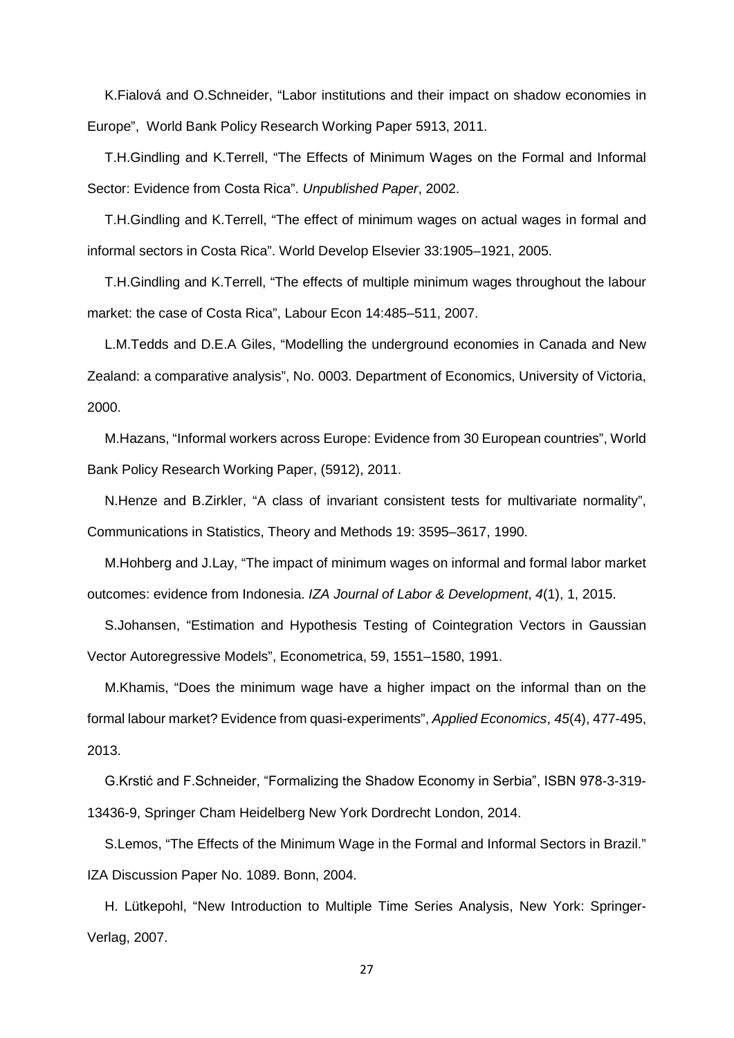K.Fialová and O.Schneider, "Labor institutions and their impact on shadow economies in Europe", World Bank Policy Research Working Paper 5913, 2011.

T.H.Gindling and K.Terrell, "The Effects of Minimum Wages on the Formal and Informal Sector: Evidence from Costa Rica". *Unpublished Paper*, 2002.

T.H.Gindling and K.Terrell, "The effect of minimum wages on actual wages in formal and informal sectors in Costa Rica". World Develop Elsevier 33:1905–1921, 2005.

T.H.Gindling and K.Terrell, "The effects of multiple minimum wages throughout the labour market: the case of Costa Rica", Labour Econ 14:485–511, 2007.

L.M.Tedds and D.E.A Giles, "Modelling the underground economies in Canada and New Zealand: a comparative analysis", No. 0003. Department of Economics, University of Victoria, 2000.

M.Hazans, "Informal workers across Europe: Evidence from 30 European countries", World Bank Policy Research Working Paper, (5912), 2011.

N.Henze and B.Zirkler, "A class of invariant consistent tests for multivariate normality", Communications in Statistics, Theory and Methods 19: 3595–3617, 1990.

M.Hohberg and J.Lay, "The impact of minimum wages on informal and formal labor market outcomes: evidence from Indonesia. *IZA Journal of Labor & Development*, *4*(1), 1, 2015.

S.Johansen, "Estimation and Hypothesis Testing of Cointegration Vectors in Gaussian Vector Autoregressive Models", Econometrica, 59, 1551–1580, 1991.

M.Khamis, "Does the minimum wage have a higher impact on the informal than on the formal labour market? Evidence from quasi-experiments", *Applied Economics*, *45*(4), 477-495, 2013.

G.Krstić and F.Schneider, "Formalizing the Shadow Economy in Serbia", ISBN 978-3-319-13436-9, Springer Cham Heidelberg New York Dordrecht London, 2014.

S.Lemos, "The Effects of the Minimum Wage in the Formal and Informal Sectors in Brazil." IZA Discussion Paper No. 1089. Bonn, 2004.

H. Lütkepohl, "New Introduction to Multiple Time Series Analysis, New York: Springer-Verlag, 2007.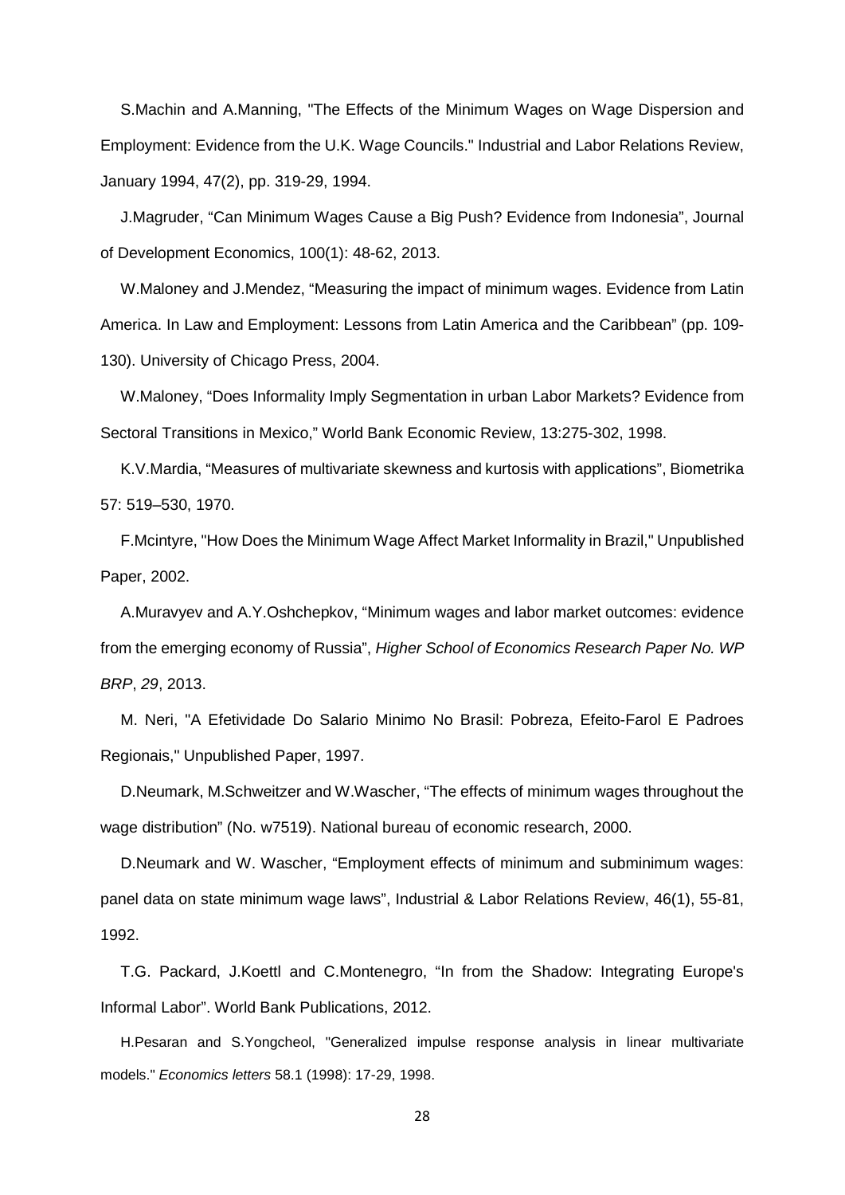S.Machin and A.Manning, "The Effects of the Minimum Wages on Wage Dispersion and Employment: Evidence from the U.K. Wage Councils." Industrial and Labor Relations Review, January 1994, 47(2), pp. 319-29, 1994.

J.Magruder, "Can Minimum Wages Cause a Big Push? Evidence from Indonesia", Journal of Development Economics, 100(1): 48-62, 2013.

W.Maloney and J.Mendez, "Measuring the impact of minimum wages. Evidence from Latin America. In Law and Employment: Lessons from Latin America and the Caribbean" (pp. 109-130). University of Chicago Press, 2004.

W.Maloney, "Does Informality Imply Segmentation in urban Labor Markets? Evidence from Sectoral Transitions in Mexico," World Bank Economic Review, 13:275-302, 1998.

K.V.Mardia, "Measures of multivariate skewness and kurtosis with applications", Biometrika 57: 519–530, 1970.

F.Mcintyre, "How Does the Minimum Wage Affect Market Informality in Brazil," Unpublished Paper, 2002.

A.Muravyev and A.Y.Oshchepkov, "Minimum wages and labor market outcomes: evidence from the emerging economy of Russia", *Higher School of Economics Research Paper No. WP BRP*, *29*, 2013.

M. Neri, "A Efetividade Do Salario Minimo No Brasil: Pobreza, Efeito-Farol E Padroes Regionais," Unpublished Paper, 1997.

D.Neumark, M.Schweitzer and W.Wascher, "The effects of minimum wages throughout the wage distribution" (No. w7519). National bureau of economic research, 2000.

D.Neumark and W. Wascher, "Employment effects of minimum and subminimum wages: panel data on state minimum wage laws", Industrial & Labor Relations Review, 46(1), 55-81, 1992.

T.G. Packard, J.Koettl and C.Montenegro, "In from the Shadow: Integrating Europe's Informal Labor". World Bank Publications, 2012.

H.Pesaran and S.Yongcheol, "Generalized impulse response analysis in linear multivariate models." *Economics letters* 58.1 (1998): 17-29, 1998.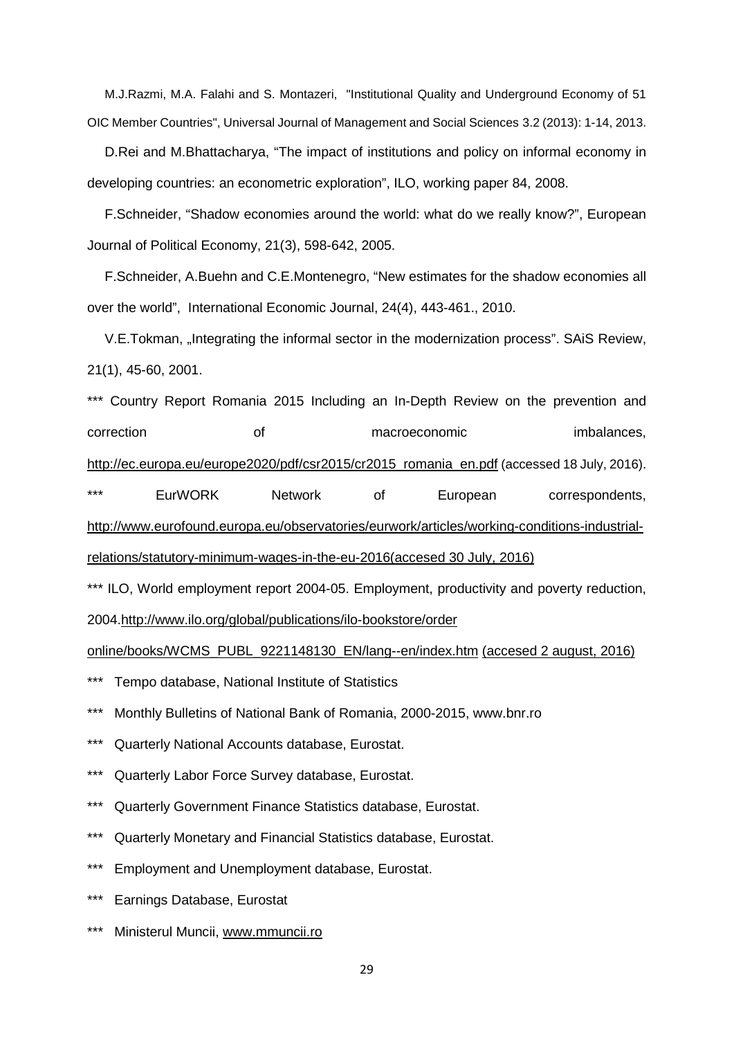M.J.Razmi, M.A. Falahi and S. Montazeri, "Institutional Quality and Underground Economy of 51 OIC Member Countries", Universal Journal of Management and Social Sciences 3.2 (2013): 1-14, 2013.

D.Rei and M.Bhattacharya, "The impact of institutions and policy on informal economy in developing countries: an econometric exploration", ILO, working paper 84, 2008.

F.Schneider, "Shadow economies around the world: what do we really know?", European Journal of Political Economy, 21(3), 598-642, 2005.

F.Schneider, A.Buehn and C.E.Montenegro, "New estimates for the shadow economies all over the world", International Economic Journal, 24(4), 443-461., 2010.

V.E.Tokman, „Integrating the informal sector in the modernization process". SAiS Review, 21(1), 45-60, 2001.

*** Country Report Romania 2015 Including an In-Depth Review on the prevention and correction of macroeconomic imbalances, http://ec.europa.eu/europe2020/pdf/csr2015/cr2015_romania_en.pdf (accessed 18 July, 2016).

*** EurWORK Network of European correspondents, http://www.eurofound.europa.eu/observatories/eurwork/articles/working-conditions-industrial-relations/statutory-minimum-wages-in-the-eu-2016(accesed 30 July, 2016)

*** ILO, World employment report 2004-05. Employment, productivity and poverty reduction, 2004.http://www.ilo.org/global/publications/ilo-bookstore/order online/books/WCMS_PUBL_9221148130_EN/lang--en/index.htm (accesed 2 august, 2016)

*** Tempo database, National Institute of Statistics

*** Monthly Bulletins of National Bank of Romania, 2000-2015, www.bnr.ro

*** Quarterly National Accounts database, Eurostat.

*** Quarterly Labor Force Survey database, Eurostat.

*** Quarterly Government Finance Statistics database, Eurostat.

*** Quarterly Monetary and Financial Statistics database, Eurostat.

*** Employment and Unemployment database, Eurostat.

*** Earnings Database, Eurostat

*** Ministerul Muncii, www.mmuncii.ro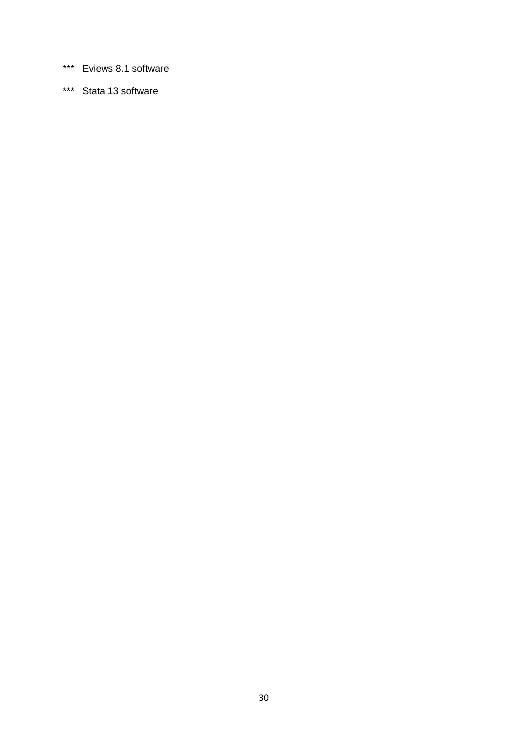*** Eviews 8.1 software

*** Stata 13 software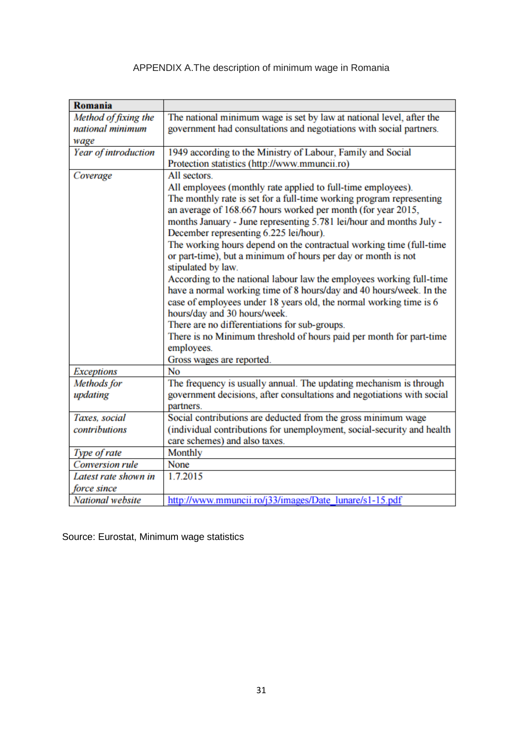APPENDIX A.The description of minimum wage in Romania

| **Romania** | |
|---|---|
| *Method of fixing the national minimum wage* | The national minimum wage is set by law at national level, after the government had consultations and negotiations with social partners. |
| *Year of introduction* | 1949 according to the Ministry of Labour, Family and Social Protection statistics (http://www.mmuncii.ro) |
| *Coverage* | All sectors.<br>All employees (monthly rate applied to full-time employees).<br>The monthly rate is set for a full-time working program representing an average of 168.667 hours worked per month (for year 2015, months January - June representing 5.781 lei/hour and months July - December representing 6.225 lei/hour).<br>The working hours depend on the contractual working time (full-time or part-time), but a minimum of hours per day or month is not stipulated by law.<br>According to the national labour law the employees working full-time have a normal working time of 8 hours/day and 40 hours/week. In the case of employees under 18 years old, the normal working time is 6 hours/day and 30 hours/week.<br>There are no differentiations for sub-groups.<br>There is no Minimum threshold of hours paid per month for part-time employees.<br>Gross wages are reported. |
| *Exceptions* | No |
| *Methods for updating* | The frequency is usually annual. The updating mechanism is through government decisions, after consultations and negotiations with social partners. |
| *Taxes, social contributions* | Social contributions are deducted from the gross minimum wage (individual contributions for unemployment, social-security and health care schemes) and also taxes. |
| *Type of rate* | Monthly |
| *Conversion rule* | None |
| *Latest rate shown in force since* | 1.7.2015 |
| *National website* | http://www.mmuncii.ro/j33/images/Date_lunare/s1-15.pdf |

Source: Eurostat, Minimum wage statistics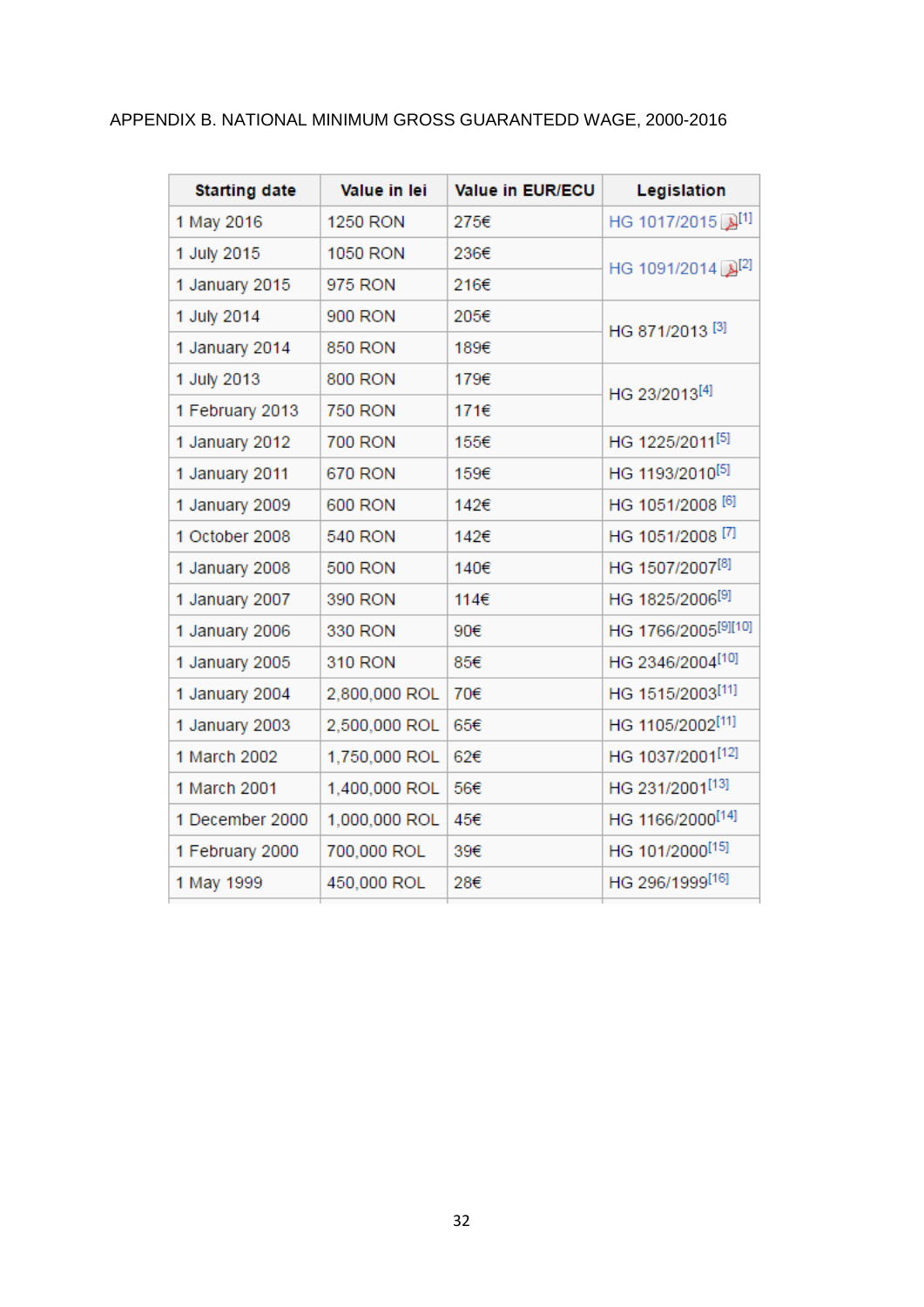APPENDIX B. NATIONAL MINIMUM GROSS GUARANTEDD WAGE, 2000-2016

| Starting date | Value in lei | Value in EUR/ECU | Legislation |
|---|---|---|---|
| 1 May 2016 | 1250 RON | 275€ | HG 1017/2015 [1] |
| 1 July 2015 | 1050 RON | 236€ | HG 1091/2014 [2] |
| 1 January 2015 | 975 RON | 216€ | |
| 1 July 2014 | 900 RON | 205€ | HG 871/2013 [3] |
| 1 January 2014 | 850 RON | 189€ | |
| 1 July 2013 | 800 RON | 179€ | HG 23/2013[4] |
| 1 February 2013 | 750 RON | 171€ | |
| 1 January 2012 | 700 RON | 155€ | HG 1225/2011[5] |
| 1 January 2011 | 670 RON | 159€ | HG 1193/2010[5] |
| 1 January 2009 | 600 RON | 142€ | HG 1051/2008 [6] |
| 1 October 2008 | 540 RON | 142€ | HG 1051/2008 [7] |
| 1 January 2008 | 500 RON | 140€ | HG 1507/2007[8] |
| 1 January 2007 | 390 RON | 114€ | HG 1825/2006[9] |
| 1 January 2006 | 330 RON | 90€ | HG 1766/2005[9][10] |
| 1 January 2005 | 310 RON | 85€ | HG 2346/2004[10] |
| 1 January 2004 | 2,800,000 ROL | 70€ | HG 1515/2003[11] |
| 1 January 2003 | 2,500,000 ROL | 65€ | HG 1105/2002[11] |
| 1 March 2002 | 1,750,000 ROL | 62€ | HG 1037/2001[12] |
| 1 March 2001 | 1,400,000 ROL | 56€ | HG 231/2001[13] |
| 1 December 2000 | 1,000,000 ROL | 45€ | HG 1166/2000[14] |
| 1 February 2000 | 700,000 ROL | 39€ | HG 101/2000[15] |
| 1 May 1999 | 450,000 ROL | 28€ | HG 296/1999[16] |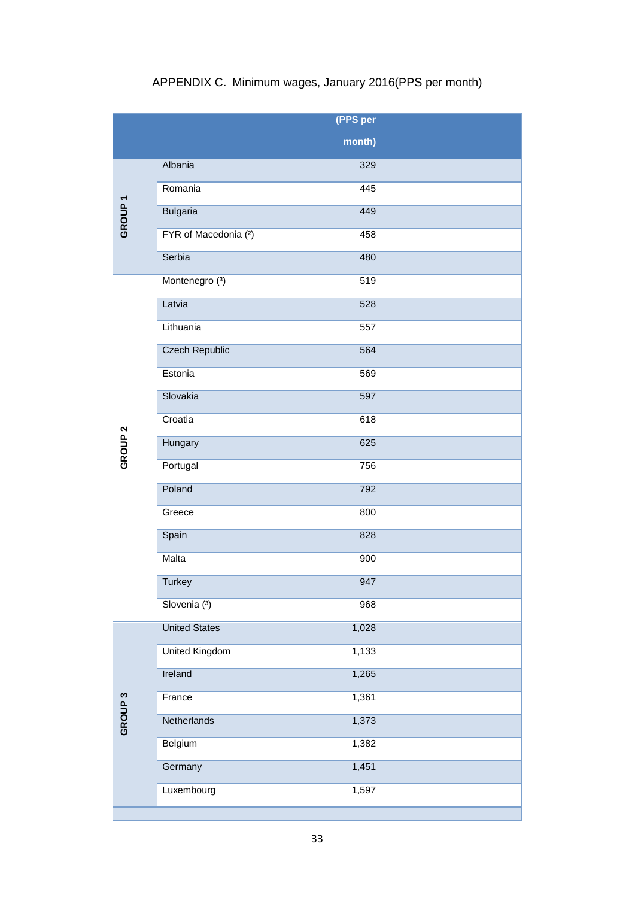APPENDIX C. Minimum wages, January 2016(PPS per month)

| | | (PPS per month) |
|---|---|---|
| GROUP 1 | Albania | 329 |
| | Romania | 445 |
| | Bulgaria | 449 |
| | FYR of Macedonia (²) | 458 |
| | Serbia | 480 |
| GROUP 2 | Montenegro (³) | 519 |
| | Latvia | 528 |
| | Lithuania | 557 |
| | Czech Republic | 564 |
| | Estonia | 569 |
| | Slovakia | 597 |
| | Croatia | 618 |
| | Hungary | 625 |
| | Portugal | 756 |
| | Poland | 792 |
| | Greece | 800 |
| | Spain | 828 |
| | Malta | 900 |
| | Turkey | 947 |
| | Slovenia (³) | 968 |
| GROUP 3 | United States | 1,028 |
| | United Kingdom | 1,133 |
| | Ireland | 1,265 |
| | France | 1,361 |
| | Netherlands | 1,373 |
| | Belgium | 1,382 |
| | Germany | 1,451 |
| | Luxembourg | 1,597 |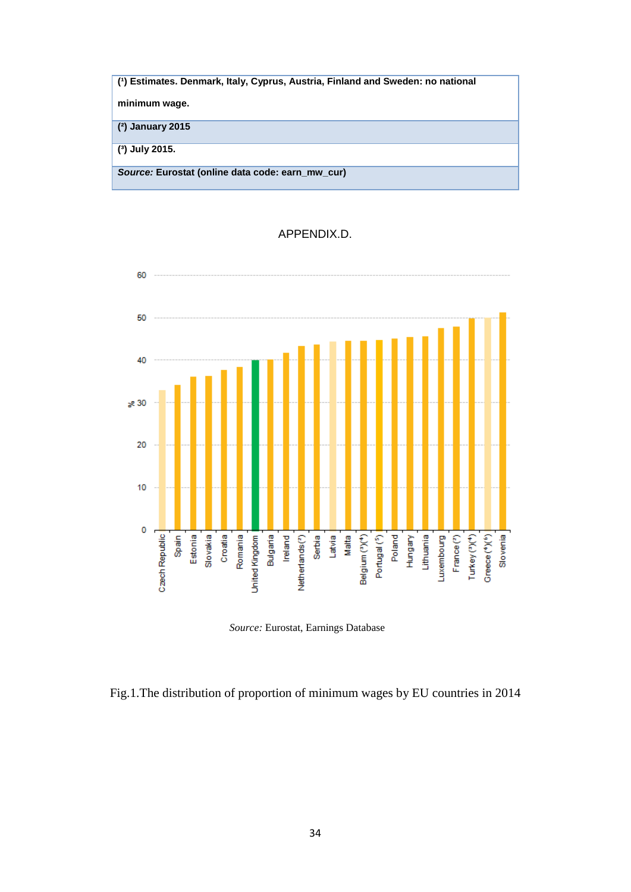| |
|---|
| ([1]) Estimates. Denmark, Italy, Cyprus, Austria, Finland and Sweden: no national minimum wage. |
| ([2]) January 2015 |
| ([3]) July 2015. |
| *Source:* Eurostat (online data code: earn_mw_cur) |

APPENDIX.D.

60
50
40
% 30
20
10
0

Czech Republic
Spain
Estonia
Slovakia
Croatia
Romania
United Kingdom
Bulgaria
Ireland
Netherlands([2])
Serbia
Latvia
Malta
Belgium ([3])([4])
Portugal ([5])
Poland
Hungary
Lithuania
Luxembourg
France ([2])
Turkey ([3])([4])
Greece ([4])([6])
Slovenia

*Source:* Eurostat, Earnings Database

Fig.1.The distribution of proportion of minimum wages by EU countries in 2014